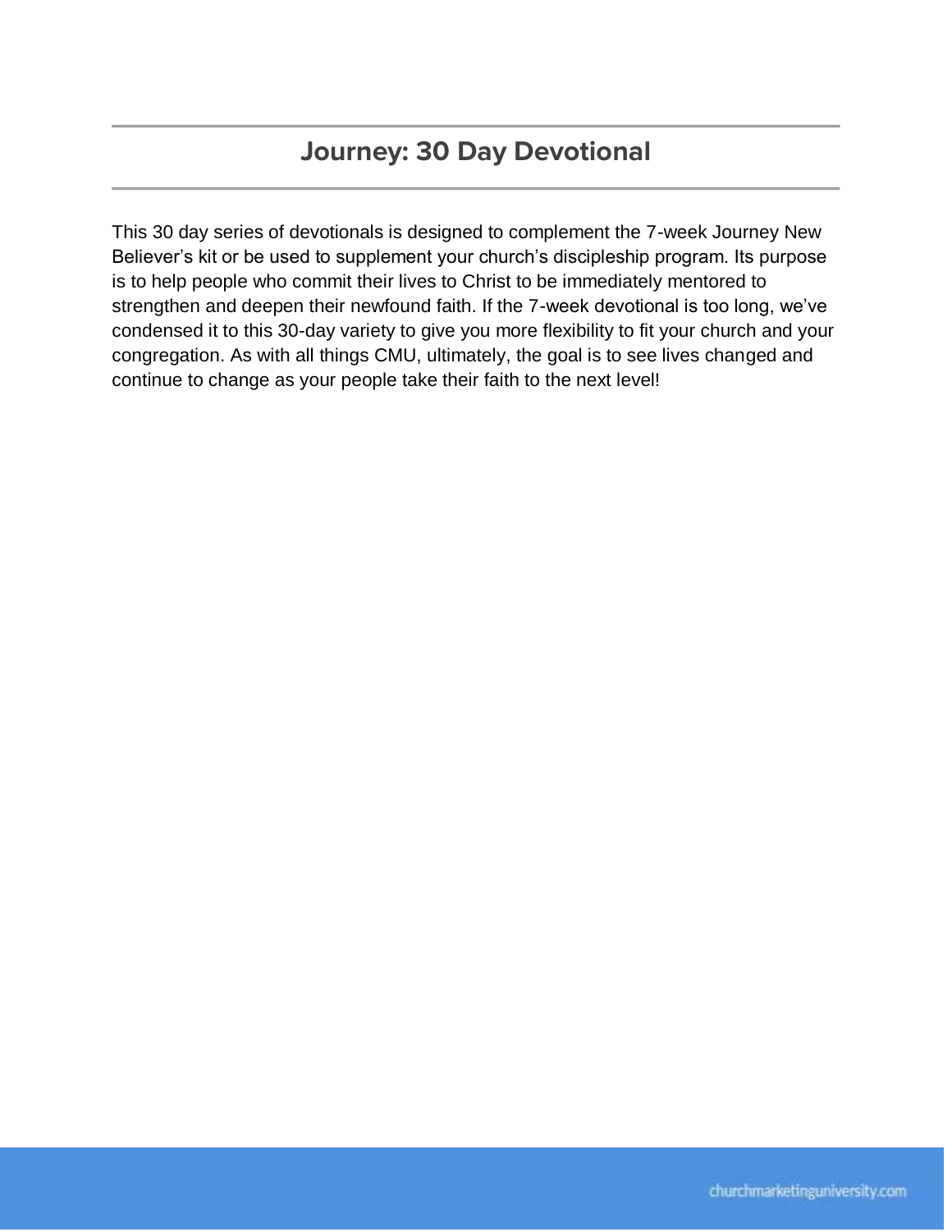# Journey: 30 Day Devotional

This 30 day series of devotionals is designed to complement the 7-week Journey New Believer's kit or be used to supplement your church's discipleship program. Its purpose is to help people who commit their lives to Christ to be immediately mentored to strengthen and deepen their newfound faith. If the 7-week devotional is too long, we've condensed it to this 30-day variety to give you more flexibility to fit your church and your congregation. As with all things CMU, ultimately, the goal is to see lives changed and continue to change as your people take their faith to the next level!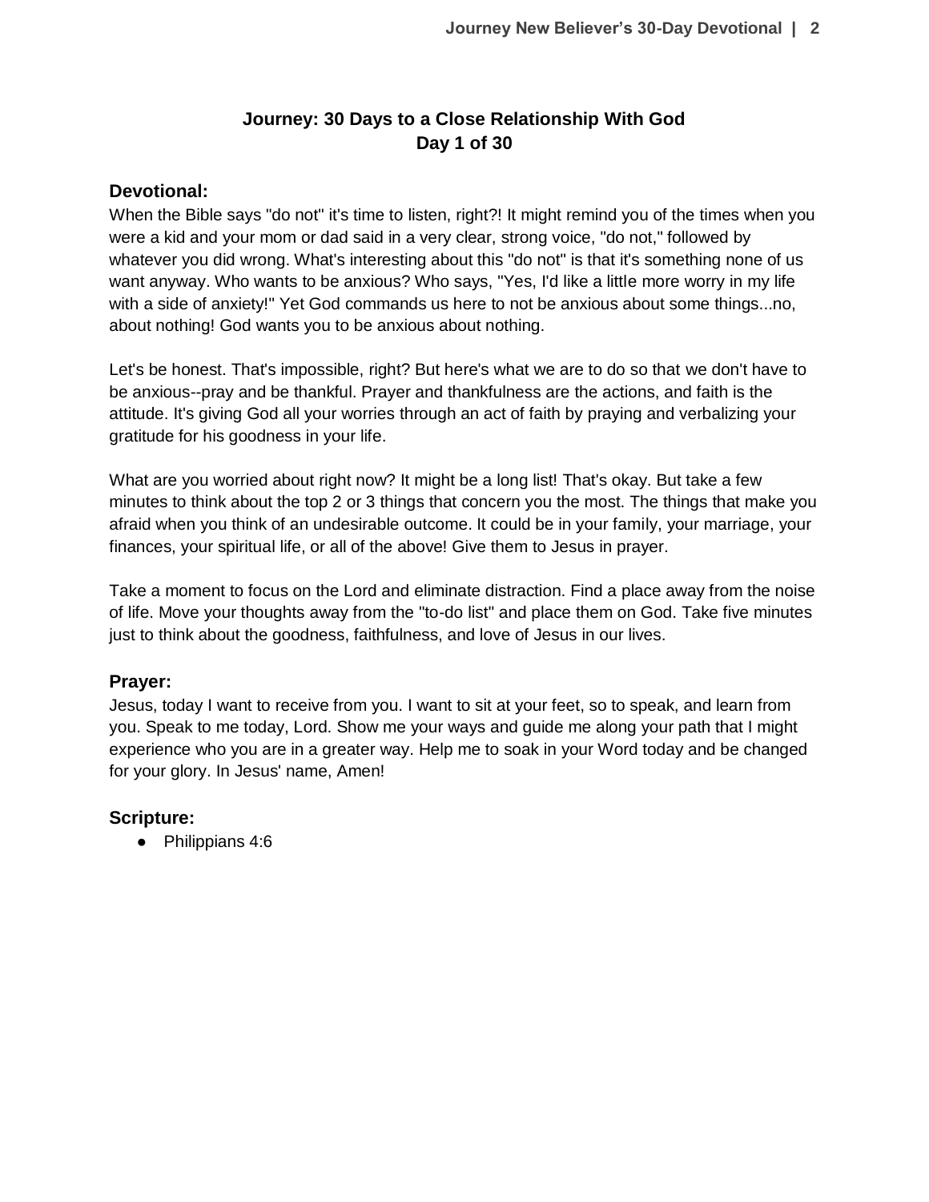# Journey: 30 Days to a Close Relationship With God
# Day 1 of 30

## Devotional:

When the Bible says "do not" it's time to listen, right?! It might remind you of the times when you were a kid and your mom or dad said in a very clear, strong voice, "do not," followed by whatever you did wrong. What's interesting about this "do not" is that it's something none of us want anyway. Who wants to be anxious? Who says, "Yes, I'd like a little more worry in my life with a side of anxiety!" Yet God commands us here to not be anxious about some things...no, about nothing! God wants you to be anxious about nothing.

Let's be honest. That's impossible, right? But here's what we are to do so that we don't have to be anxious--pray and be thankful. Prayer and thankfulness are the actions, and faith is the attitude. It's giving God all your worries through an act of faith by praying and verbalizing your gratitude for his goodness in your life.

What are you worried about right now? It might be a long list! That's okay. But take a few minutes to think about the top 2 or 3 things that concern you the most. The things that make you afraid when you think of an undesirable outcome. It could be in your family, your marriage, your finances, your spiritual life, or all of the above! Give them to Jesus in prayer.

Take a moment to focus on the Lord and eliminate distraction. Find a place away from the noise of life. Move your thoughts away from the "to-do list" and place them on God. Take five minutes just to think about the goodness, faithfulness, and love of Jesus in our lives.

## Prayer:

Jesus, today I want to receive from you. I want to sit at your feet, so to speak, and learn from you. Speak to me today, Lord. Show me your ways and guide me along your path that I might experience who you are in a greater way. Help me to soak in your Word today and be changed for your glory. In Jesus' name, Amen!

## Scripture:

- Philippians 4:6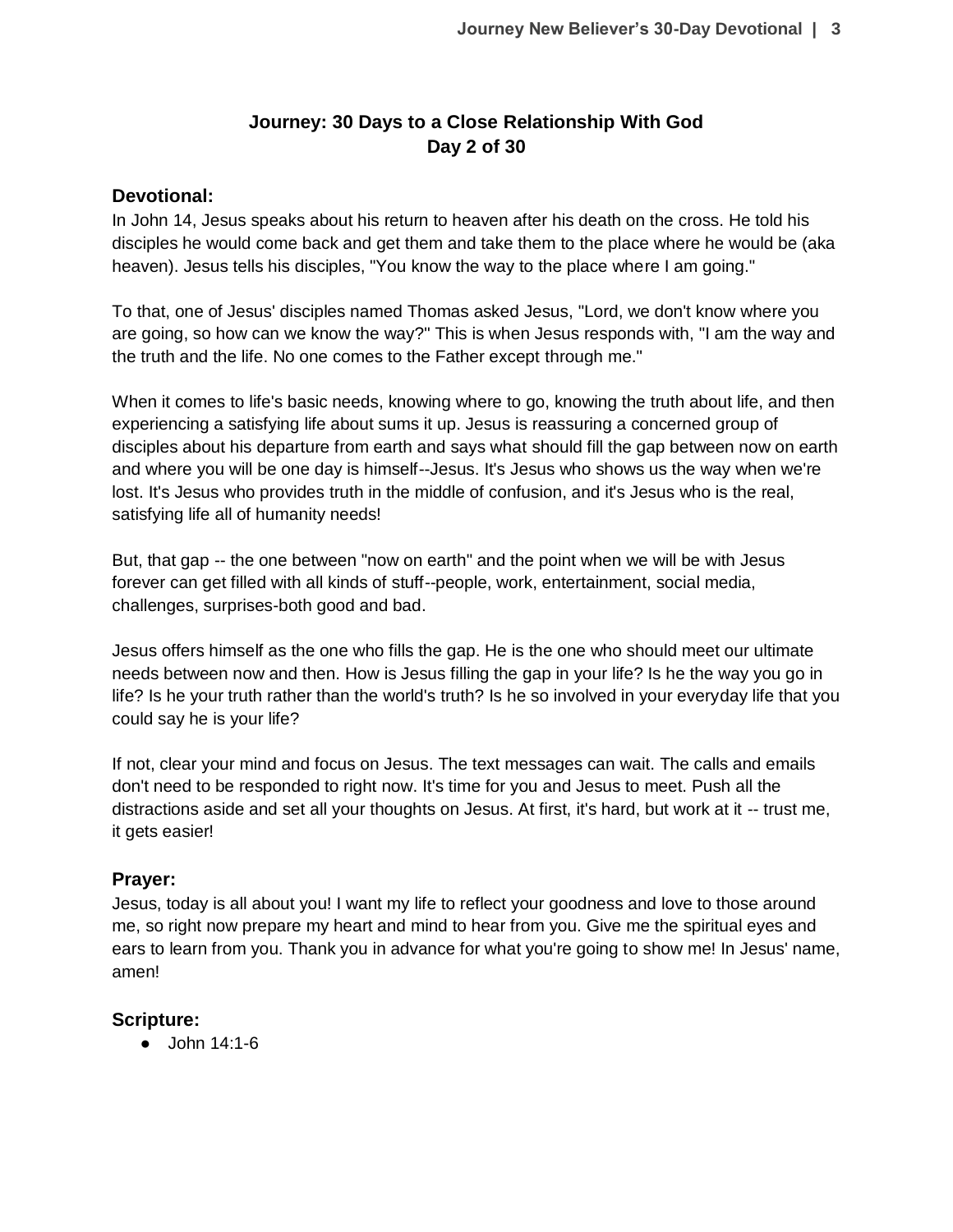# Journey: 30 Days to a Close Relationship With God
## Day 2 of 30

### Devotional:

In John 14, Jesus speaks about his return to heaven after his death on the cross. He told his disciples he would come back and get them and take them to the place where he would be (aka heaven). Jesus tells his disciples, "You know the way to the place where I am going."

To that, one of Jesus' disciples named Thomas asked Jesus, "Lord, we don't know where you are going, so how can we know the way?" This is when Jesus responds with, "I am the way and the truth and the life. No one comes to the Father except through me."

When it comes to life's basic needs, knowing where to go, knowing the truth about life, and then experiencing a satisfying life about sums it up. Jesus is reassuring a concerned group of disciples about his departure from earth and says what should fill the gap between now on earth and where you will be one day is himself--Jesus. It's Jesus who shows us the way when we're lost. It's Jesus who provides truth in the middle of confusion, and it's Jesus who is the real, satisfying life all of humanity needs!

But, that gap -- the one between "now on earth" and the point when we will be with Jesus forever can get filled with all kinds of stuff--people, work, entertainment, social media, challenges, surprises-both good and bad.

Jesus offers himself as the one who fills the gap. He is the one who should meet our ultimate needs between now and then. How is Jesus filling the gap in your life? Is he the way you go in life? Is he your truth rather than the world's truth? Is he so involved in your everyday life that you could say he is your life?

If not, clear your mind and focus on Jesus. The text messages can wait. The calls and emails don't need to be responded to right now. It's time for you and Jesus to meet. Push all the distractions aside and set all your thoughts on Jesus. At first, it's hard, but work at it -- trust me, it gets easier!

### Prayer:

Jesus, today is all about you! I want my life to reflect your goodness and love to those around me, so right now prepare my heart and mind to hear from you. Give me the spiritual eyes and ears to learn from you. Thank you in advance for what you're going to show me! In Jesus' name, amen!

### Scripture:

- John 14:1-6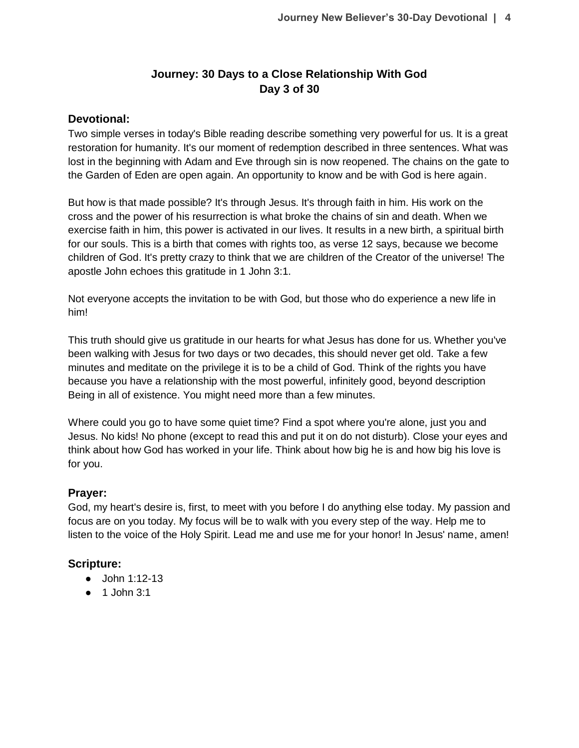# Journey: 30 Days to a Close Relationship With God
## Day 3 of 30

### Devotional:

Two simple verses in today's Bible reading describe something very powerful for us. It is a great restoration for humanity. It's our moment of redemption described in three sentences. What was lost in the beginning with Adam and Eve through sin is now reopened. The chains on the gate to the Garden of Eden are open again. An opportunity to know and be with God is here again.

But how is that made possible? It's through Jesus. It's through faith in him. His work on the cross and the power of his resurrection is what broke the chains of sin and death. When we exercise faith in him, this power is activated in our lives. It results in a new birth, a spiritual birth for our souls. This is a birth that comes with rights too, as verse 12 says, because we become children of God. It's pretty crazy to think that we are children of the Creator of the universe! The apostle John echoes this gratitude in 1 John 3:1.

Not everyone accepts the invitation to be with God, but those who do experience a new life in him!

This truth should give us gratitude in our hearts for what Jesus has done for us. Whether you've been walking with Jesus for two days or two decades, this should never get old. Take a few minutes and meditate on the privilege it is to be a child of God. Think of the rights you have because you have a relationship with the most powerful, infinitely good, beyond description Being in all of existence. You might need more than a few minutes.

Where could you go to have some quiet time? Find a spot where you're alone, just you and Jesus. No kids! No phone (except to read this and put it on do not disturb). Close your eyes and think about how God has worked in your life. Think about how big he is and how big his love is for you.

### Prayer:

God, my heart's desire is, first, to meet with you before I do anything else today. My passion and focus are on you today. My focus will be to walk with you every step of the way. Help me to listen to the voice of the Holy Spirit. Lead me and use me for your honor! In Jesus' name, amen!

### Scripture:

- John 1:12-13
- 1 John 3:1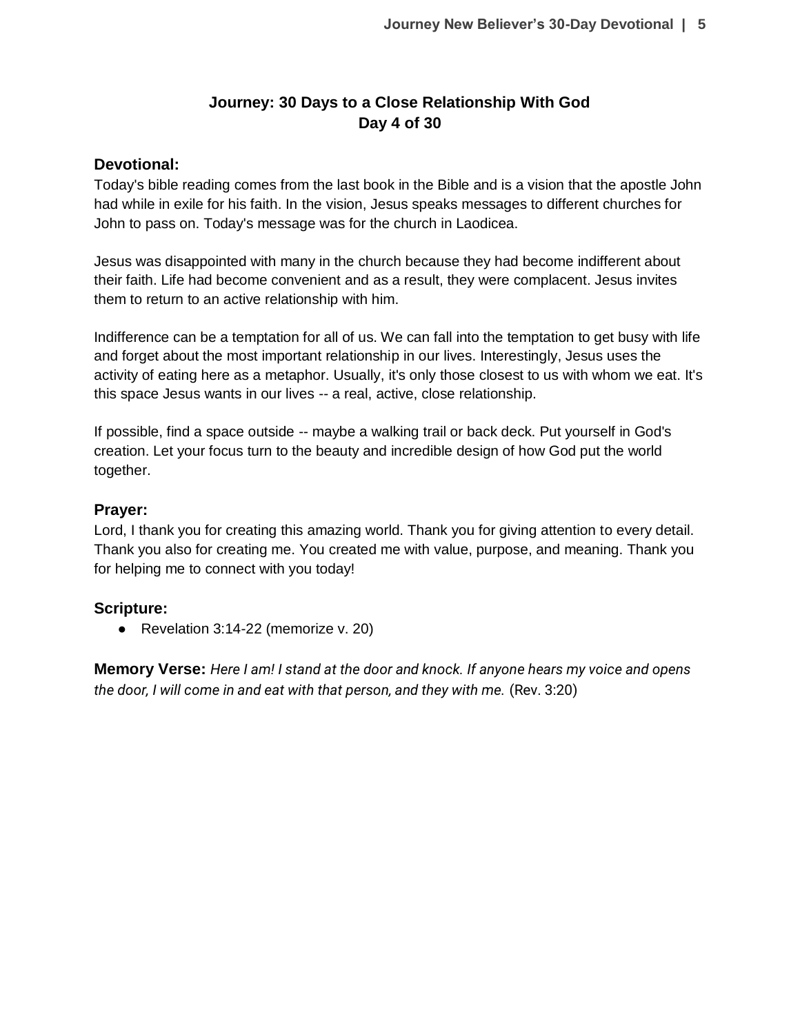# Journey: 30 Days to a Close Relationship With God
## Day 4 of 30

### Devotional:

Today's bible reading comes from the last book in the Bible and is a vision that the apostle John had while in exile for his faith. In the vision, Jesus speaks messages to different churches for John to pass on. Today's message was for the church in Laodicea.

Jesus was disappointed with many in the church because they had become indifferent about their faith. Life had become convenient and as a result, they were complacent. Jesus invites them to return to an active relationship with him.

Indifference can be a temptation for all of us. We can fall into the temptation to get busy with life and forget about the most important relationship in our lives. Interestingly, Jesus uses the activity of eating here as a metaphor. Usually, it's only those closest to us with whom we eat. It's this space Jesus wants in our lives -- a real, active, close relationship.

If possible, find a space outside -- maybe a walking trail or back deck. Put yourself in God's creation. Let your focus turn to the beauty and incredible design of how God put the world together.

### Prayer:

Lord, I thank you for creating this amazing world. Thank you for giving attention to every detail. Thank you also for creating me. You created me with value, purpose, and meaning. Thank you for helping me to connect with you today!

### Scripture:

- Revelation 3:14-22 (memorize v. 20)

**Memory Verse:** *Here I am! I stand at the door and knock. If anyone hears my voice and opens the door, I will come in and eat with that person, and they with me.* (Rev. 3:20)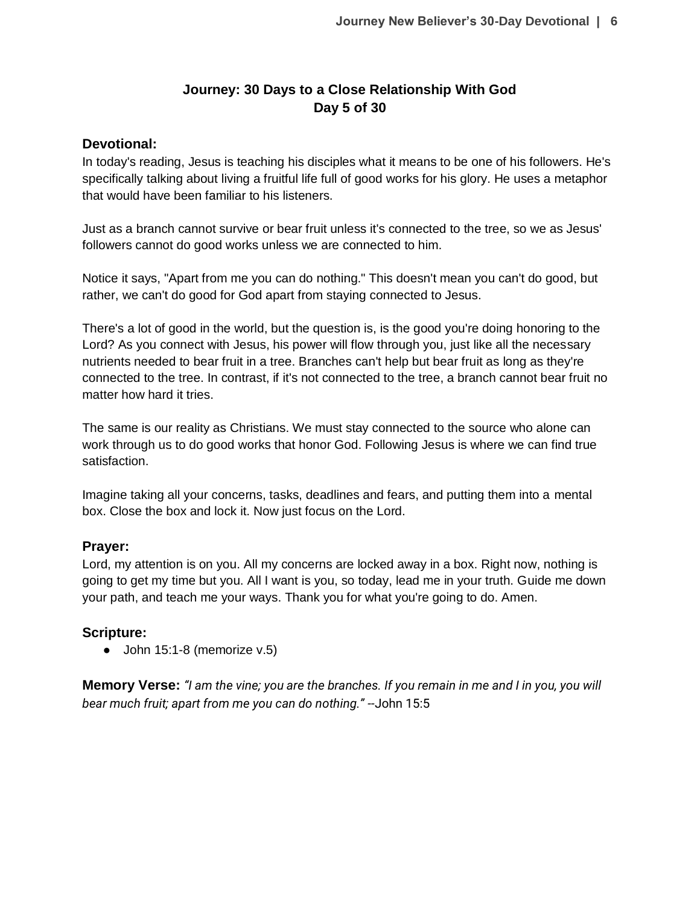# Journey: 30 Days to a Close Relationship With God
## Day 5 of 30

### Devotional:

In today's reading, Jesus is teaching his disciples what it means to be one of his followers. He's specifically talking about living a fruitful life full of good works for his glory. He uses a metaphor that would have been familiar to his listeners.

Just as a branch cannot survive or bear fruit unless it's connected to the tree, so we as Jesus' followers cannot do good works unless we are connected to him.

Notice it says, "Apart from me you can do nothing." This doesn't mean you can't do good, but rather, we can't do good for God apart from staying connected to Jesus.

There's a lot of good in the world, but the question is, is the good you're doing honoring to the Lord? As you connect with Jesus, his power will flow through you, just like all the necessary nutrients needed to bear fruit in a tree. Branches can't help but bear fruit as long as they're connected to the tree. In contrast, if it's not connected to the tree, a branch cannot bear fruit no matter how hard it tries.

The same is our reality as Christians. We must stay connected to the source who alone can work through us to do good works that honor God. Following Jesus is where we can find true satisfaction.

Imagine taking all your concerns, tasks, deadlines and fears, and putting them into a mental box. Close the box and lock it. Now just focus on the Lord.

### Prayer:

Lord, my attention is on you. All my concerns are locked away in a box. Right now, nothing is going to get my time but you. All I want is you, so today, lead me in your truth. Guide me down your path, and teach me your ways. Thank you for what you're going to do. Amen.

### Scripture:

- John 15:1-8 (memorize v.5)

**Memory Verse:** *"I am the vine; you are the branches. If you remain in me and I in you, you will bear much fruit; apart from me you can do nothing."* --John 15:5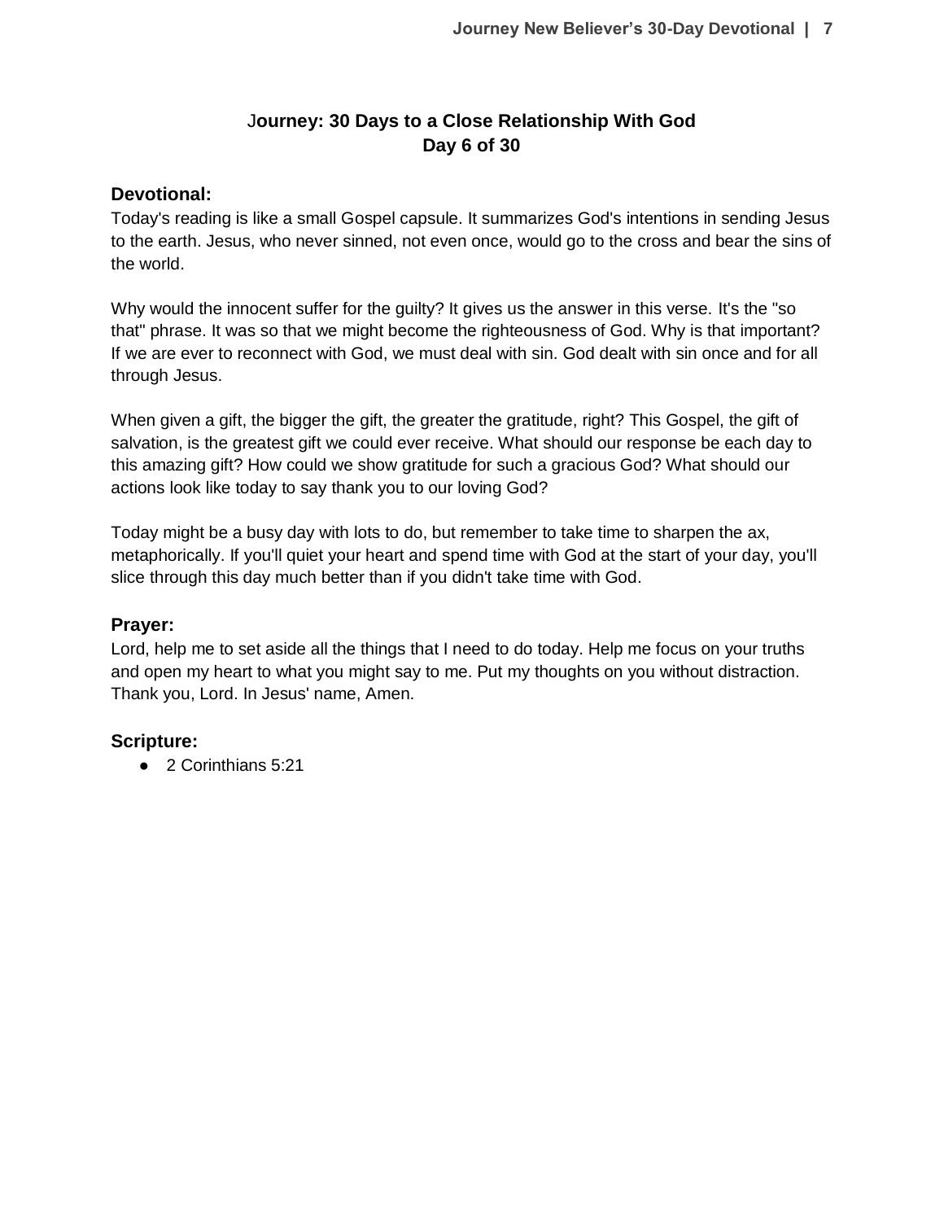## Journey: 30 Days to a Close Relationship With God
## Day 6 of 30

### Devotional:

Today's reading is like a small Gospel capsule. It summarizes God's intentions in sending Jesus to the earth. Jesus, who never sinned, not even once, would go to the cross and bear the sins of the world.

Why would the innocent suffer for the guilty? It gives us the answer in this verse. It's the "so that" phrase. It was so that we might become the righteousness of God. Why is that important? If we are ever to reconnect with God, we must deal with sin. God dealt with sin once and for all through Jesus.

When given a gift, the bigger the gift, the greater the gratitude, right? This Gospel, the gift of salvation, is the greatest gift we could ever receive. What should our response be each day to this amazing gift? How could we show gratitude for such a gracious God? What should our actions look like today to say thank you to our loving God?

Today might be a busy day with lots to do, but remember to take time to sharpen the ax, metaphorically. If you'll quiet your heart and spend time with God at the start of your day, you'll slice through this day much better than if you didn't take time with God.

### Prayer:

Lord, help me to set aside all the things that I need to do today. Help me focus on your truths and open my heart to what you might say to me. Put my thoughts on you without distraction. Thank you, Lord. In Jesus' name, Amen.

### Scripture:

- 2 Corinthians 5:21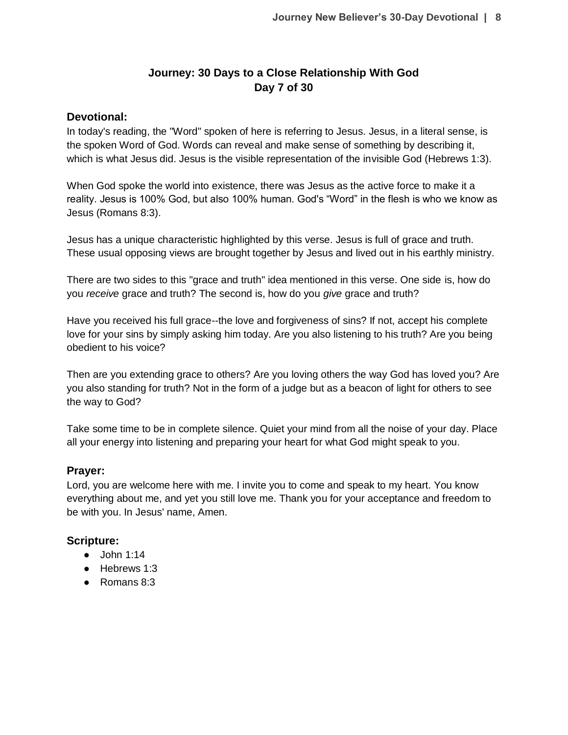## Journey: 30 Days to a Close Relationship With God
## Day 7 of 30

### Devotional:

In today's reading, the "Word" spoken of here is referring to Jesus. Jesus, in a literal sense, is the spoken Word of God. Words can reveal and make sense of something by describing it, which is what Jesus did. Jesus is the visible representation of the invisible God (Hebrews 1:3).

When God spoke the world into existence, there was Jesus as the active force to make it a reality. Jesus is 100% God, but also 100% human. God's "Word" in the flesh is who we know as Jesus (Romans 8:3).

Jesus has a unique characteristic highlighted by this verse. Jesus is full of grace and truth. These usual opposing views are brought together by Jesus and lived out in his earthly ministry.

There are two sides to this "grace and truth" idea mentioned in this verse. One side is, how do you *receive* grace and truth? The second is, how do you *give* grace and truth?

Have you received his full grace--the love and forgiveness of sins? If not, accept his complete love for your sins by simply asking him today. Are you also listening to his truth? Are you being obedient to his voice?

Then are you extending grace to others? Are you loving others the way God has loved you? Are you also standing for truth? Not in the form of a judge but as a beacon of light for others to see the way to God?

Take some time to be in complete silence. Quiet your mind from all the noise of your day. Place all your energy into listening and preparing your heart for what God might speak to you.

### Prayer:

Lord, you are welcome here with me. I invite you to come and speak to my heart. You know everything about me, and yet you still love me. Thank you for your acceptance and freedom to be with you. In Jesus' name, Amen.

### Scripture:

- John 1:14
- Hebrews 1:3
- Romans 8:3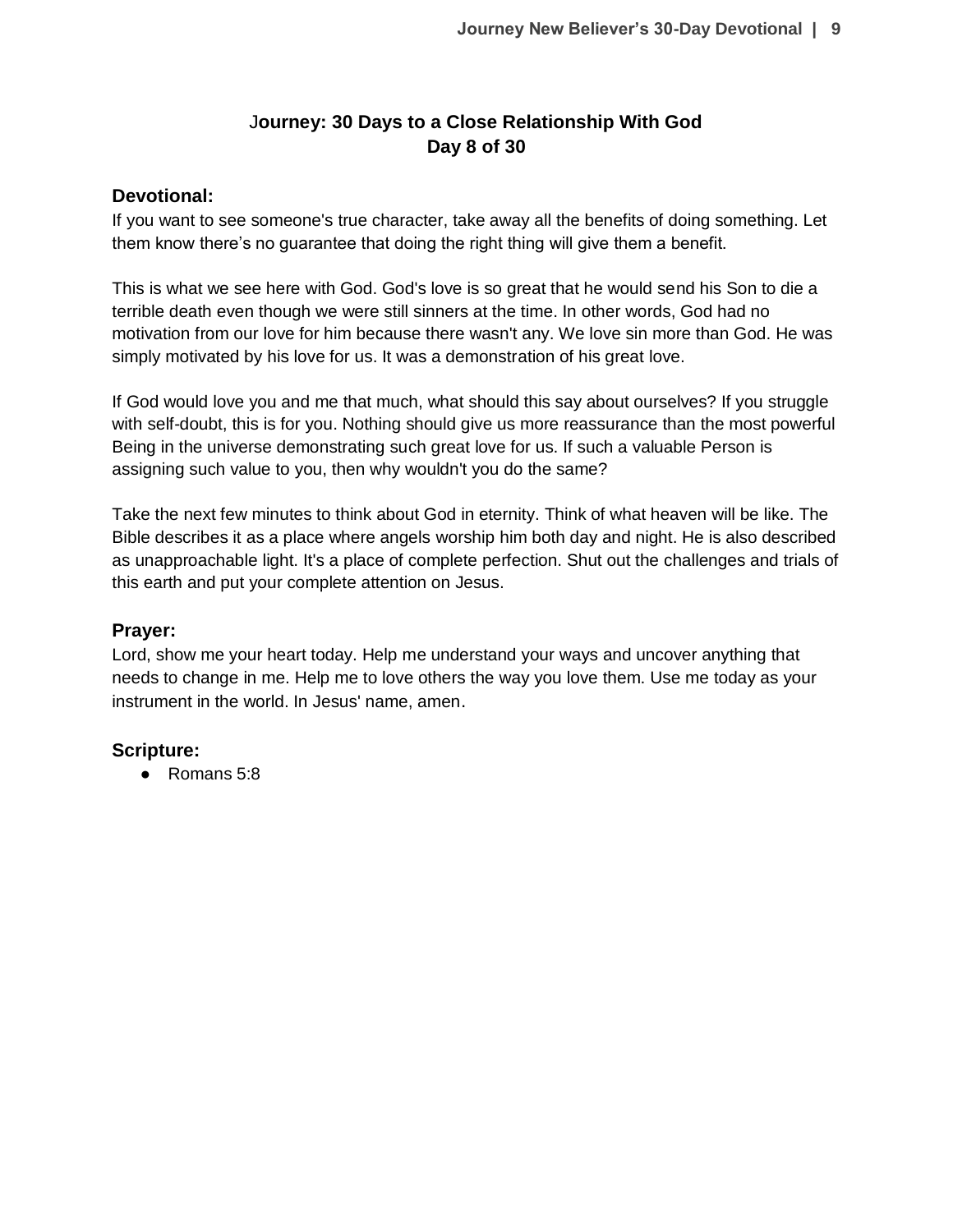## Journey: 30 Days to a Close Relationship With God
## Day 8 of 30

### Devotional:

If you want to see someone's true character, take away all the benefits of doing something. Let them know there's no guarantee that doing the right thing will give them a benefit.

This is what we see here with God. God's love is so great that he would send his Son to die a terrible death even though we were still sinners at the time. In other words, God had no motivation from our love for him because there wasn't any. We love sin more than God. He was simply motivated by his love for us. It was a demonstration of his great love.

If God would love you and me that much, what should this say about ourselves? If you struggle with self-doubt, this is for you. Nothing should give us more reassurance than the most powerful Being in the universe demonstrating such great love for us. If such a valuable Person is assigning such value to you, then why wouldn't you do the same?

Take the next few minutes to think about God in eternity. Think of what heaven will be like. The Bible describes it as a place where angels worship him both day and night. He is also described as unapproachable light. It's a place of complete perfection. Shut out the challenges and trials of this earth and put your complete attention on Jesus.

### Prayer:

Lord, show me your heart today. Help me understand your ways and uncover anything that needs to change in me. Help me to love others the way you love them. Use me today as your instrument in the world. In Jesus' name, amen.

### Scripture:

- Romans 5:8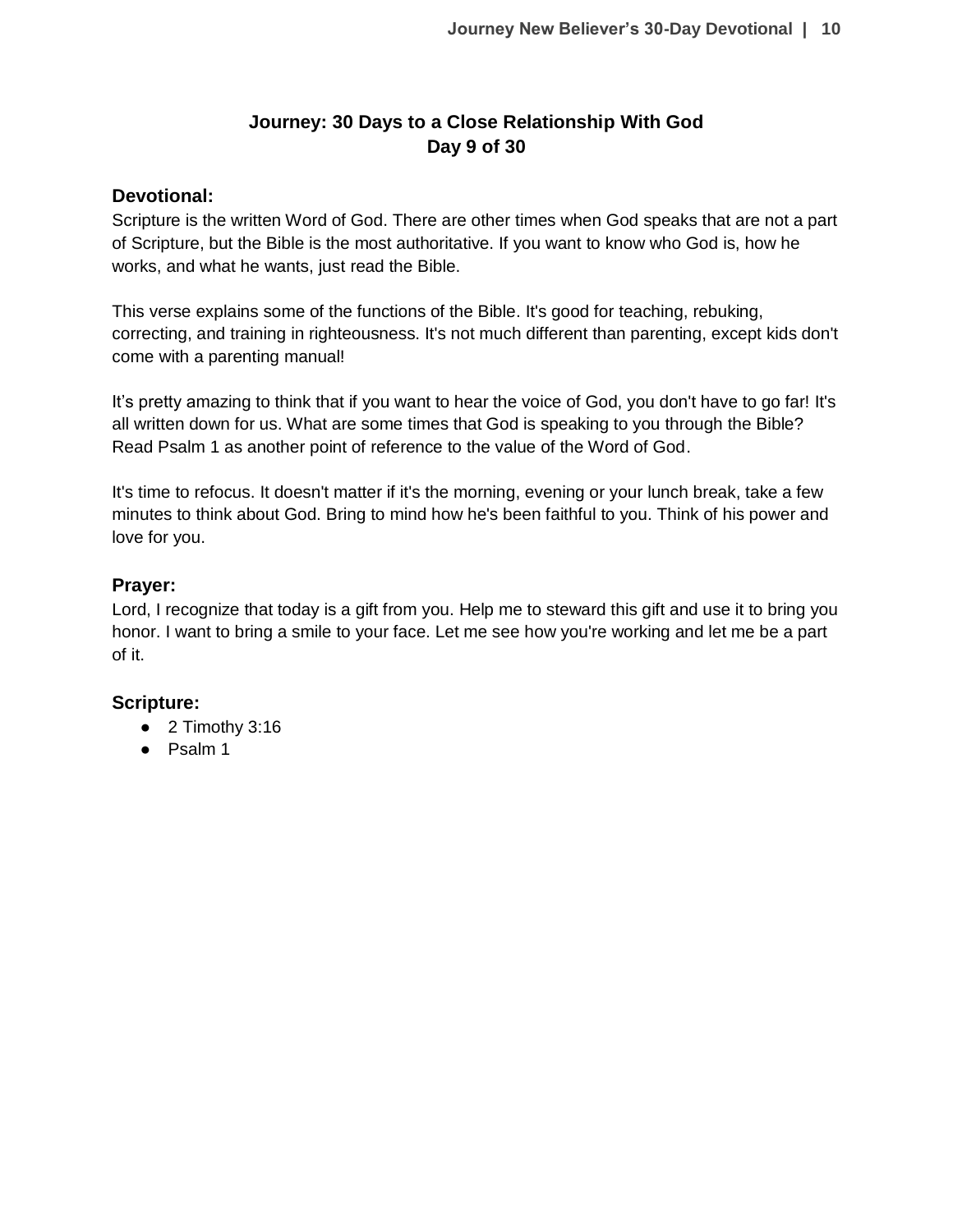# Journey: 30 Days to a Close Relationship With God
## Day 9 of 30

### Devotional:

Scripture is the written Word of God. There are other times when God speaks that are not a part of Scripture, but the Bible is the most authoritative. If you want to know who God is, how he works, and what he wants, just read the Bible.

This verse explains some of the functions of the Bible. It's good for teaching, rebuking, correcting, and training in righteousness. It's not much different than parenting, except kids don't come with a parenting manual!

It's pretty amazing to think that if you want to hear the voice of God, you don't have to go far! It's all written down for us. What are some times that God is speaking to you through the Bible? Read Psalm 1 as another point of reference to the value of the Word of God.

It's time to refocus. It doesn't matter if it's the morning, evening or your lunch break, take a few minutes to think about God. Bring to mind how he's been faithful to you. Think of his power and love for you.

### Prayer:

Lord, I recognize that today is a gift from you. Help me to steward this gift and use it to bring you honor. I want to bring a smile to your face. Let me see how you're working and let me be a part of it.

### Scripture:

- 2 Timothy 3:16
- Psalm 1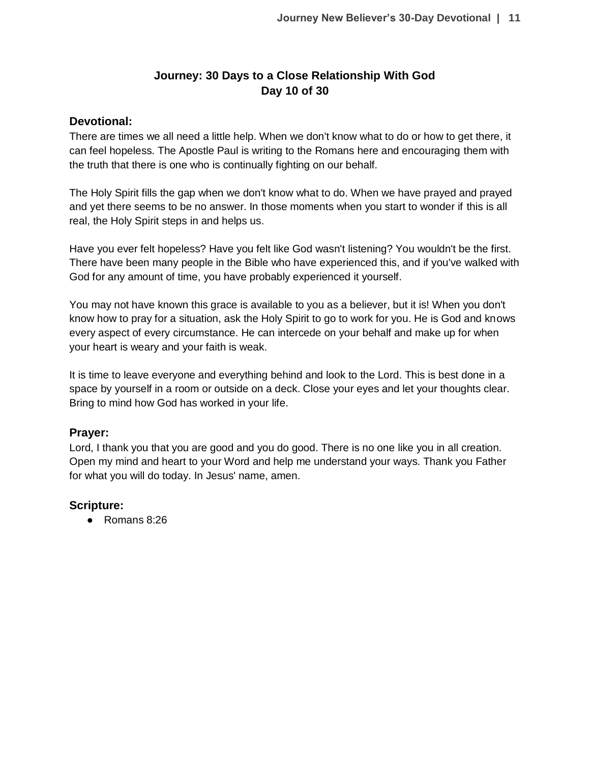# Journey: 30 Days to a Close Relationship With God
# Day 10 of 30

## Devotional:

There are times we all need a little help. When we don't know what to do or how to get there, it can feel hopeless. The Apostle Paul is writing to the Romans here and encouraging them with the truth that there is one who is continually fighting on our behalf.

The Holy Spirit fills the gap when we don't know what to do. When we have prayed and prayed and yet there seems to be no answer. In those moments when you start to wonder if this is all real, the Holy Spirit steps in and helps us.

Have you ever felt hopeless? Have you felt like God wasn't listening? You wouldn't be the first. There have been many people in the Bible who have experienced this, and if you've walked with God for any amount of time, you have probably experienced it yourself.

You may not have known this grace is available to you as a believer, but it is! When you don't know how to pray for a situation, ask the Holy Spirit to go to work for you. He is God and knows every aspect of every circumstance. He can intercede on your behalf and make up for when your heart is weary and your faith is weak.

It is time to leave everyone and everything behind and look to the Lord. This is best done in a space by yourself in a room or outside on a deck. Close your eyes and let your thoughts clear. Bring to mind how God has worked in your life.

## Prayer:

Lord, I thank you that you are good and you do good. There is no one like you in all creation. Open my mind and heart to your Word and help me understand your ways. Thank you Father for what you will do today. In Jesus' name, amen.

## Scripture:

- Romans 8:26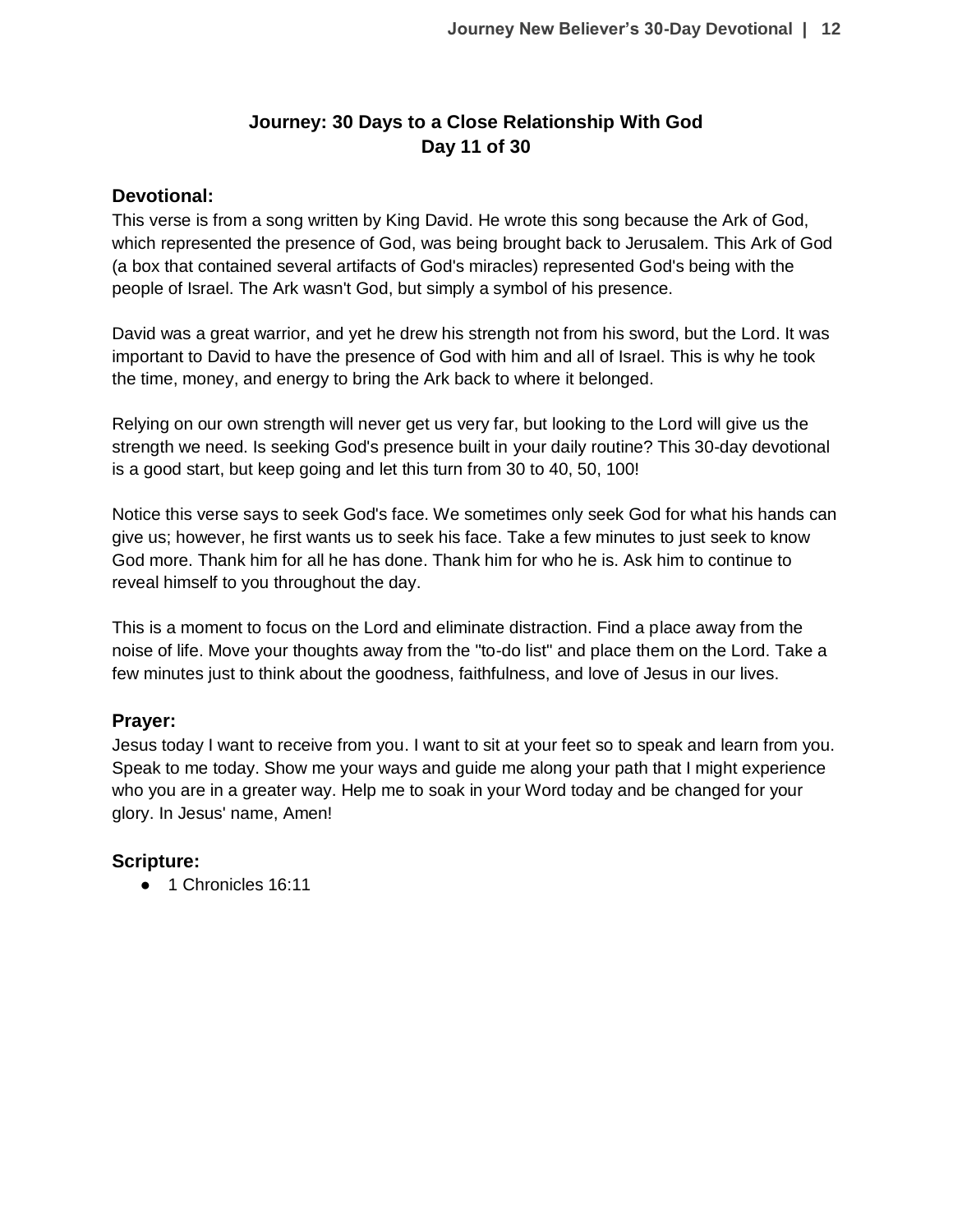# Journey: 30 Days to a Close Relationship With God
## Day 11 of 30

### Devotional:

This verse is from a song written by King David. He wrote this song because the Ark of God, which represented the presence of God, was being brought back to Jerusalem. This Ark of God (a box that contained several artifacts of God's miracles) represented God's being with the people of Israel. The Ark wasn't God, but simply a symbol of his presence.

David was a great warrior, and yet he drew his strength not from his sword, but the Lord. It was important to David to have the presence of God with him and all of Israel. This is why he took the time, money, and energy to bring the Ark back to where it belonged.

Relying on our own strength will never get us very far, but looking to the Lord will give us the strength we need. Is seeking God's presence built in your daily routine? This 30-day devotional is a good start, but keep going and let this turn from 30 to 40, 50, 100!

Notice this verse says to seek God's face. We sometimes only seek God for what his hands can give us; however, he first wants us to seek his face. Take a few minutes to just seek to know God more. Thank him for all he has done. Thank him for who he is. Ask him to continue to reveal himself to you throughout the day.

This is a moment to focus on the Lord and eliminate distraction. Find a place away from the noise of life. Move your thoughts away from the "to-do list" and place them on the Lord. Take a few minutes just to think about the goodness, faithfulness, and love of Jesus in our lives.

### Prayer:

Jesus today I want to receive from you. I want to sit at your feet so to speak and learn from you. Speak to me today. Show me your ways and guide me along your path that I might experience who you are in a greater way. Help me to soak in your Word today and be changed for your glory. In Jesus' name, Amen!

### Scripture:

- 1 Chronicles 16:11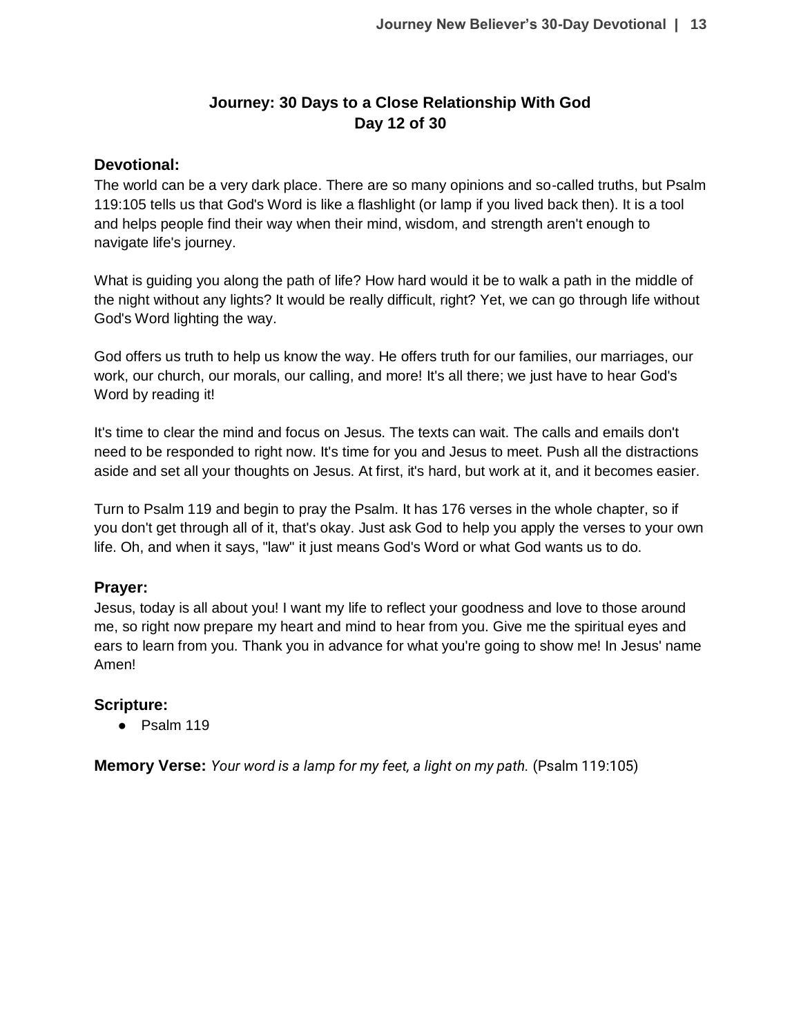# Journey: 30 Days to a Close Relationship With God
## Day 12 of 30

### Devotional:

The world can be a very dark place. There are so many opinions and so-called truths, but Psalm 119:105 tells us that God's Word is like a flashlight (or lamp if you lived back then). It is a tool and helps people find their way when their mind, wisdom, and strength aren't enough to navigate life's journey.

What is guiding you along the path of life? How hard would it be to walk a path in the middle of the night without any lights? It would be really difficult, right? Yet, we can go through life without God's Word lighting the way.

God offers us truth to help us know the way. He offers truth for our families, our marriages, our work, our church, our morals, our calling, and more! It's all there; we just have to hear God's Word by reading it!

It's time to clear the mind and focus on Jesus. The texts can wait. The calls and emails don't need to be responded to right now. It's time for you and Jesus to meet. Push all the distractions aside and set all your thoughts on Jesus. At first, it's hard, but work at it, and it becomes easier.

Turn to Psalm 119 and begin to pray the Psalm. It has 176 verses in the whole chapter, so if you don't get through all of it, that's okay. Just ask God to help you apply the verses to your own life. Oh, and when it says, "law" it just means God's Word or what God wants us to do.

### Prayer:

Jesus, today is all about you! I want my life to reflect your goodness and love to those around me, so right now prepare my heart and mind to hear from you. Give me the spiritual eyes and ears to learn from you. Thank you in advance for what you're going to show me! In Jesus' name Amen!

### Scripture:

- Psalm 119

**Memory Verse:** *Your word is a lamp for my feet, a light on my path.* (Psalm 119:105)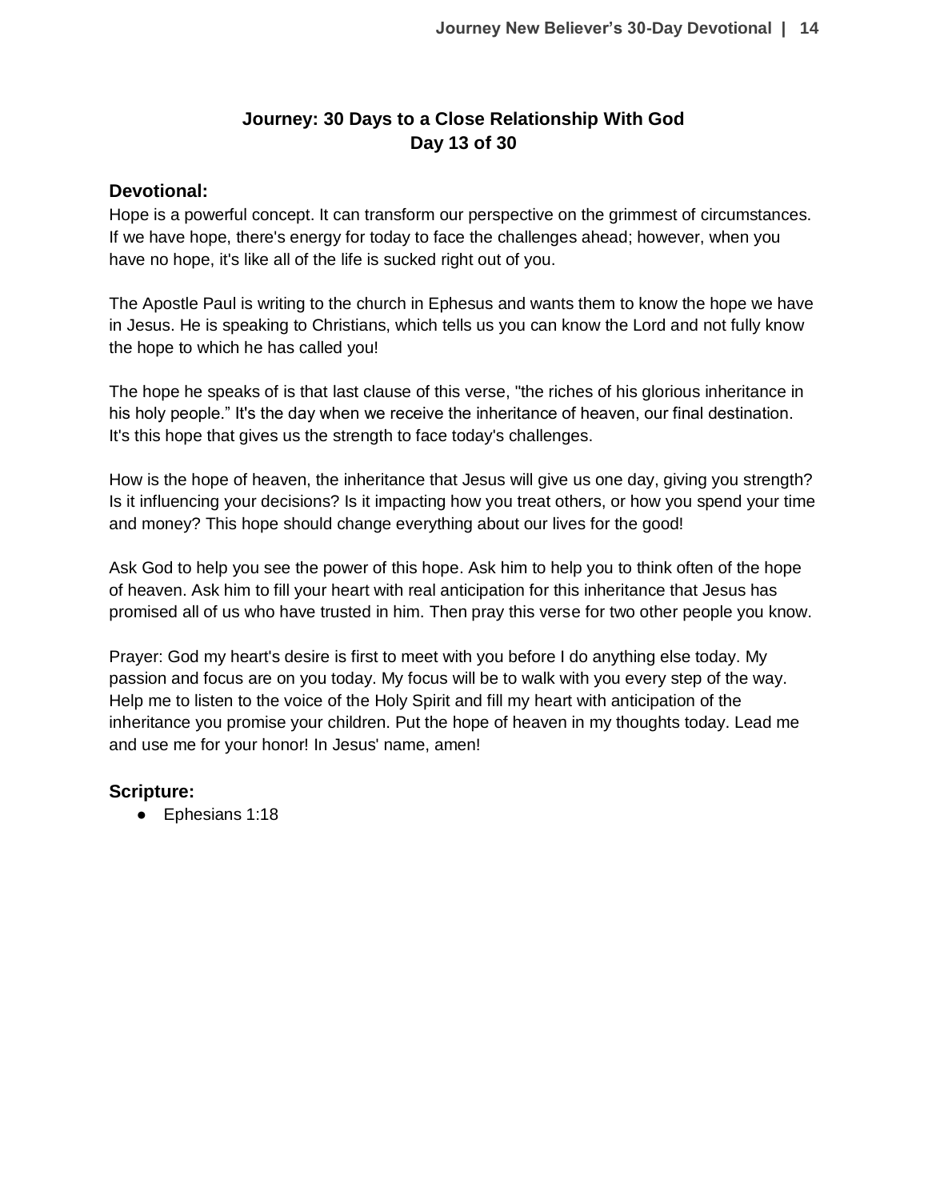## Journey: 30 Days to a Close Relationship With God
## Day 13 of 30

### Devotional:

Hope is a powerful concept. It can transform our perspective on the grimmest of circumstances. If we have hope, there's energy for today to face the challenges ahead; however, when you have no hope, it's like all of the life is sucked right out of you.

The Apostle Paul is writing to the church in Ephesus and wants them to know the hope we have in Jesus. He is speaking to Christians, which tells us you can know the Lord and not fully know the hope to which he has called you!

The hope he speaks of is that last clause of this verse, "the riches of his glorious inheritance in his holy people." It's the day when we receive the inheritance of heaven, our final destination. It's this hope that gives us the strength to face today's challenges.

How is the hope of heaven, the inheritance that Jesus will give us one day, giving you strength? Is it influencing your decisions? Is it impacting how you treat others, or how you spend your time and money? This hope should change everything about our lives for the good!

Ask God to help you see the power of this hope. Ask him to help you to think often of the hope of heaven. Ask him to fill your heart with real anticipation for this inheritance that Jesus has promised all of us who have trusted in him. Then pray this verse for two other people you know.

Prayer: God my heart's desire is first to meet with you before I do anything else today. My passion and focus are on you today. My focus will be to walk with you every step of the way. Help me to listen to the voice of the Holy Spirit and fill my heart with anticipation of the inheritance you promise your children. Put the hope of heaven in my thoughts today. Lead me and use me for your honor! In Jesus' name, amen!

### Scripture:

- Ephesians 1:18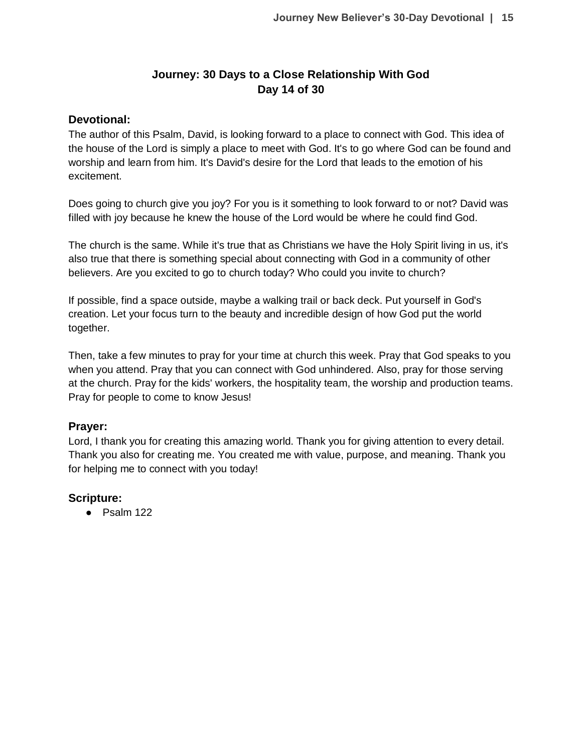**Journey: 30 Days to a Close Relationship With God**
**Day 14 of 30**

## Devotional:

The author of this Psalm, David, is looking forward to a place to connect with God. This idea of the house of the Lord is simply a place to meet with God. It's to go where God can be found and worship and learn from him. It's David's desire for the Lord that leads to the emotion of his excitement.

Does going to church give you joy? For you is it something to look forward to or not? David was filled with joy because he knew the house of the Lord would be where he could find God.

The church is the same. While it's true that as Christians we have the Holy Spirit living in us, it's also true that there is something special about connecting with God in a community of other believers. Are you excited to go to church today? Who could you invite to church?

If possible, find a space outside, maybe a walking trail or back deck. Put yourself in God's creation. Let your focus turn to the beauty and incredible design of how God put the world together.

Then, take a few minutes to pray for your time at church this week. Pray that God speaks to you when you attend. Pray that you can connect with God unhindered. Also, pray for those serving at the church. Pray for the kids' workers, the hospitality team, the worship and production teams. Pray for people to come to know Jesus!

## Prayer:

Lord, I thank you for creating this amazing world. Thank you for giving attention to every detail. Thank you also for creating me. You created me with value, purpose, and meaning. Thank you for helping me to connect with you today!

## Scripture:

- Psalm 122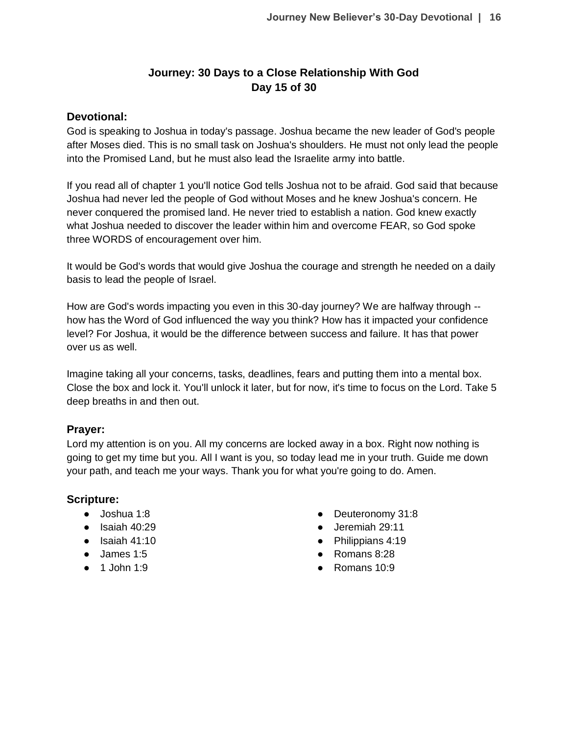# Journey: 30 Days to a Close Relationship With God
## Day 15 of 30

### Devotional:

God is speaking to Joshua in today's passage. Joshua became the new leader of God's people after Moses died. This is no small task on Joshua's shoulders. He must not only lead the people into the Promised Land, but he must also lead the Israelite army into battle.

If you read all of chapter 1 you'll notice God tells Joshua not to be afraid. God said that because Joshua had never led the people of God without Moses and he knew Joshua's concern. He never conquered the promised land. He never tried to establish a nation. God knew exactly what Joshua needed to discover the leader within him and overcome FEAR, so God spoke three WORDS of encouragement over him.

It would be God's words that would give Joshua the courage and strength he needed on a daily basis to lead the people of Israel.

How are God's words impacting you even in this 30-day journey? We are halfway through -- how has the Word of God influenced the way you think? How has it impacted your confidence level? For Joshua, it would be the difference between success and failure. It has that power over us as well.

Imagine taking all your concerns, tasks, deadlines, fears and putting them into a mental box. Close the box and lock it. You'll unlock it later, but for now, it's time to focus on the Lord. Take 5 deep breaths in and then out.

### Prayer:

Lord my attention is on you. All my concerns are locked away in a box. Right now nothing is going to get my time but you. All I want is you, so today lead me in your truth. Guide me down your path, and teach me your ways. Thank you for what you're going to do. Amen.

### Scripture:

- Joshua 1:8
- Isaiah 40:29
- Isaiah 41:10
- James 1:5
- 1 John 1:9
- Deuteronomy 31:8
- Jeremiah 29:11
- Philippians 4:19
- Romans 8:28
- Romans 10:9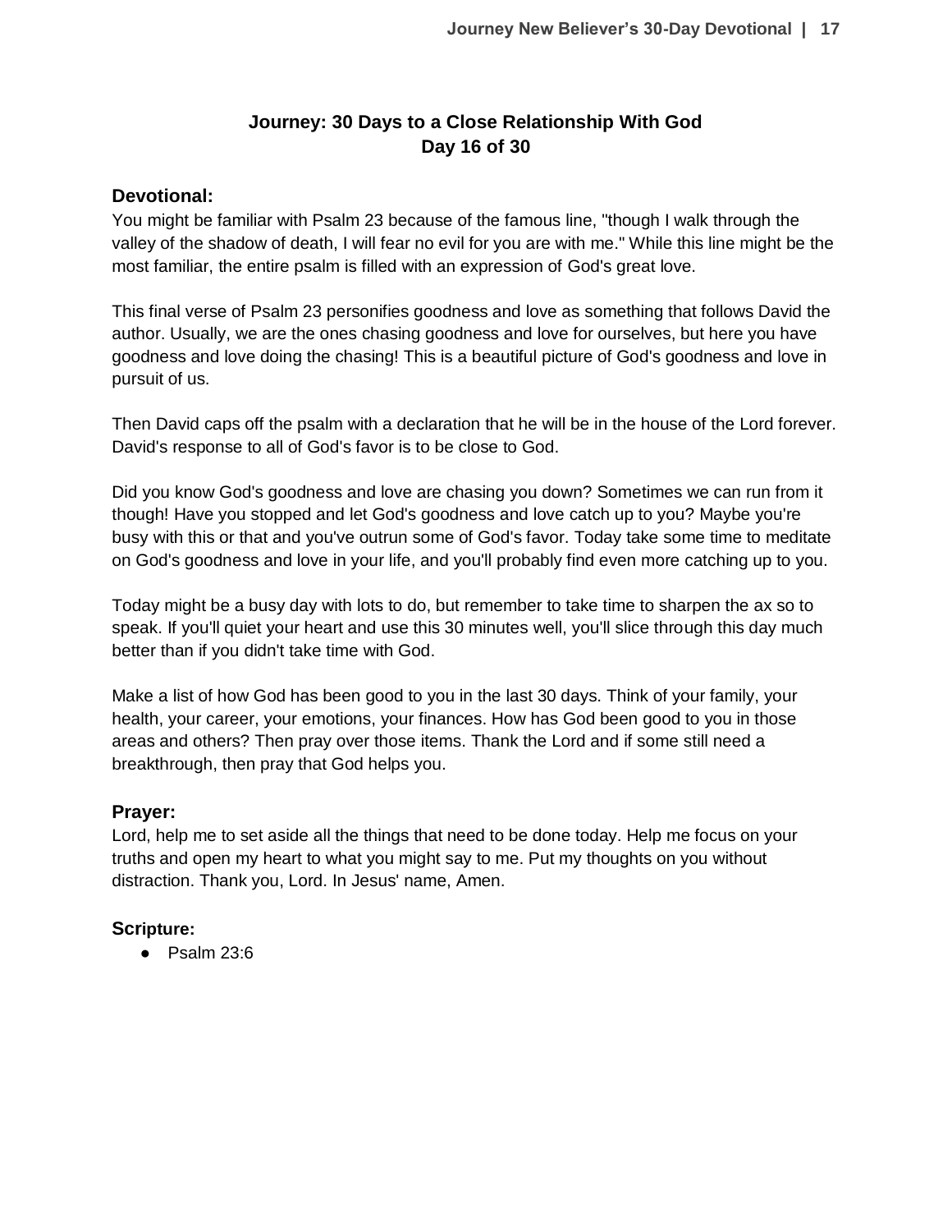# Journey: 30 Days to a Close Relationship With God
## Day 16 of 30

### Devotional:

You might be familiar with Psalm 23 because of the famous line, "though I walk through the valley of the shadow of death, I will fear no evil for you are with me." While this line might be the most familiar, the entire psalm is filled with an expression of God's great love.

This final verse of Psalm 23 personifies goodness and love as something that follows David the author. Usually, we are the ones chasing goodness and love for ourselves, but here you have goodness and love doing the chasing! This is a beautiful picture of God's goodness and love in pursuit of us.

Then David caps off the psalm with a declaration that he will be in the house of the Lord forever. David's response to all of God's favor is to be close to God.

Did you know God's goodness and love are chasing you down? Sometimes we can run from it though! Have you stopped and let God's goodness and love catch up to you? Maybe you're busy with this or that and you've outrun some of God's favor. Today take some time to meditate on God's goodness and love in your life, and you'll probably find even more catching up to you.

Today might be a busy day with lots to do, but remember to take time to sharpen the ax so to speak. If you'll quiet your heart and use this 30 minutes well, you'll slice through this day much better than if you didn't take time with God.

Make a list of how God has been good to you in the last 30 days. Think of your family, your health, your career, your emotions, your finances. How has God been good to you in those areas and others? Then pray over those items. Thank the Lord and if some still need a breakthrough, then pray that God helps you.

### Prayer:

Lord, help me to set aside all the things that need to be done today. Help me focus on your truths and open my heart to what you might say to me. Put my thoughts on you without distraction. Thank you, Lord. In Jesus' name, Amen.

### Scripture:

- Psalm 23:6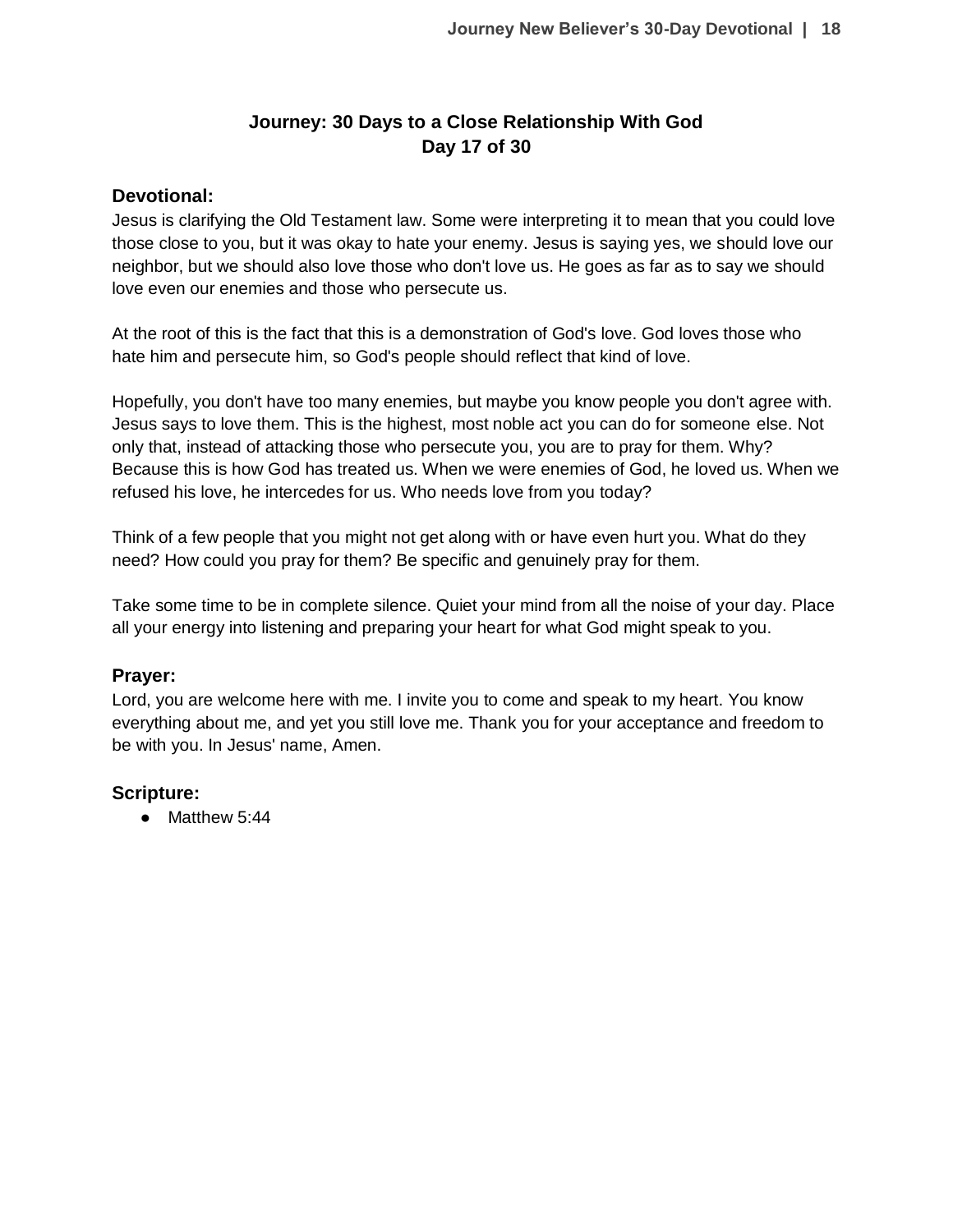## Journey: 30 Days to a Close Relationship With God
## Day 17 of 30

### Devotional:

Jesus is clarifying the Old Testament law. Some were interpreting it to mean that you could love those close to you, but it was okay to hate your enemy. Jesus is saying yes, we should love our neighbor, but we should also love those who don't love us. He goes as far as to say we should love even our enemies and those who persecute us.

At the root of this is the fact that this is a demonstration of God's love. God loves those who hate him and persecute him, so God's people should reflect that kind of love.

Hopefully, you don't have too many enemies, but maybe you know people you don't agree with. Jesus says to love them. This is the highest, most noble act you can do for someone else. Not only that, instead of attacking those who persecute you, you are to pray for them. Why? Because this is how God has treated us. When we were enemies of God, he loved us. When we refused his love, he intercedes for us. Who needs love from you today?

Think of a few people that you might not get along with or have even hurt you. What do they need? How could you pray for them? Be specific and genuinely pray for them.

Take some time to be in complete silence. Quiet your mind from all the noise of your day. Place all your energy into listening and preparing your heart for what God might speak to you.

### Prayer:

Lord, you are welcome here with me. I invite you to come and speak to my heart. You know everything about me, and yet you still love me. Thank you for your acceptance and freedom to be with you. In Jesus' name, Amen.

### Scripture:

- Matthew 5:44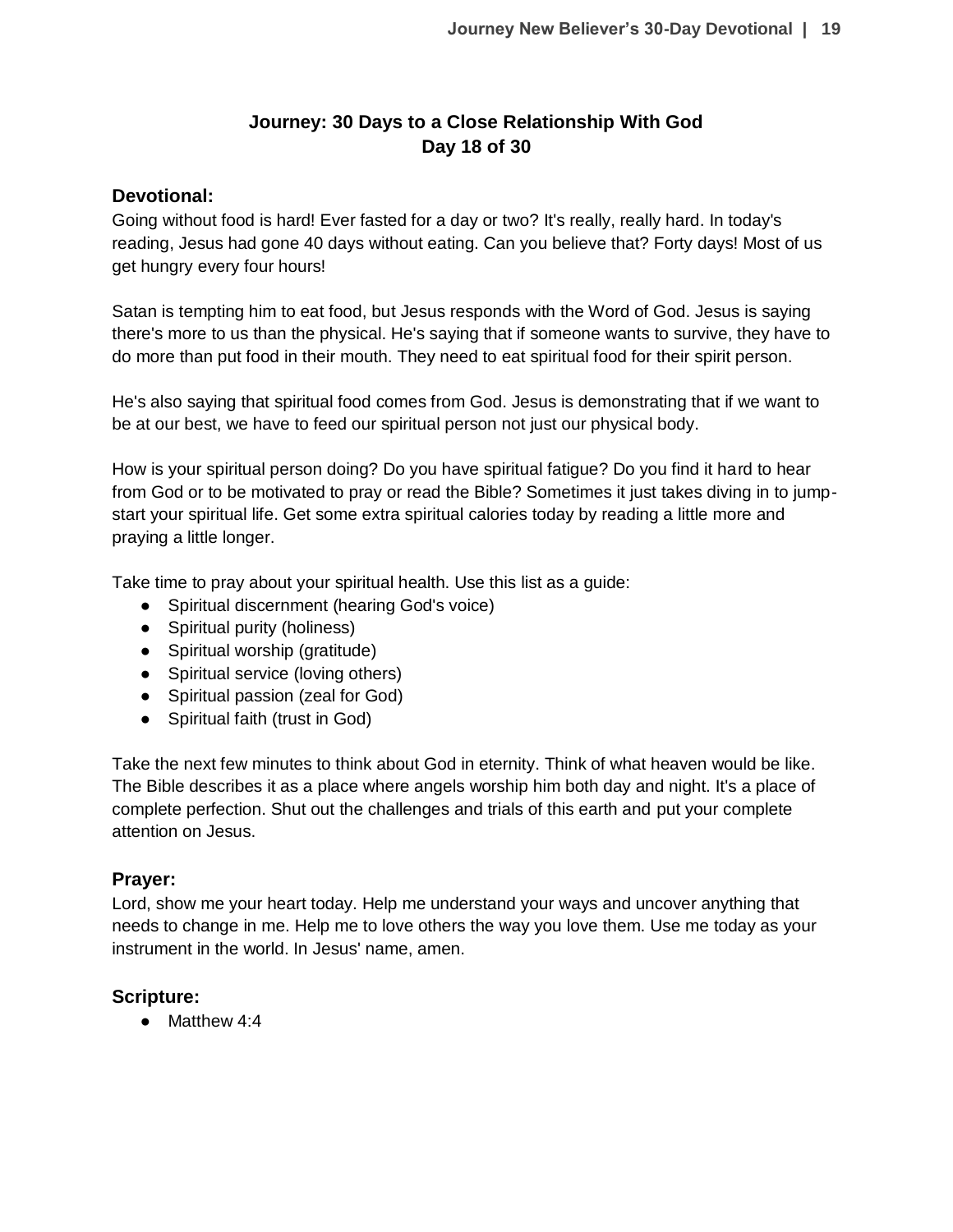# Journey: 30 Days to a Close Relationship With God
# Day 18 of 30

## Devotional:

Going without food is hard! Ever fasted for a day or two? It's really, really hard. In today's reading, Jesus had gone 40 days without eating. Can you believe that? Forty days! Most of us get hungry every four hours!

Satan is tempting him to eat food, but Jesus responds with the Word of God. Jesus is saying there's more to us than the physical. He's saying that if someone wants to survive, they have to do more than put food in their mouth. They need to eat spiritual food for their spirit person.

He's also saying that spiritual food comes from God. Jesus is demonstrating that if we want to be at our best, we have to feed our spiritual person not just our physical body.

How is your spiritual person doing? Do you have spiritual fatigue? Do you find it hard to hear from God or to be motivated to pray or read the Bible? Sometimes it just takes diving in to jump-start your spiritual life. Get some extra spiritual calories today by reading a little more and praying a little longer.

Take time to pray about your spiritual health. Use this list as a guide:

- Spiritual discernment (hearing God's voice)
- Spiritual purity (holiness)
- Spiritual worship (gratitude)
- Spiritual service (loving others)
- Spiritual passion (zeal for God)
- Spiritual faith (trust in God)

Take the next few minutes to think about God in eternity. Think of what heaven would be like. The Bible describes it as a place where angels worship him both day and night. It's a place of complete perfection. Shut out the challenges and trials of this earth and put your complete attention on Jesus.

## Prayer:

Lord, show me your heart today. Help me understand your ways and uncover anything that needs to change in me. Help me to love others the way you love them. Use me today as your instrument in the world. In Jesus' name, amen.

## Scripture:

- Matthew 4:4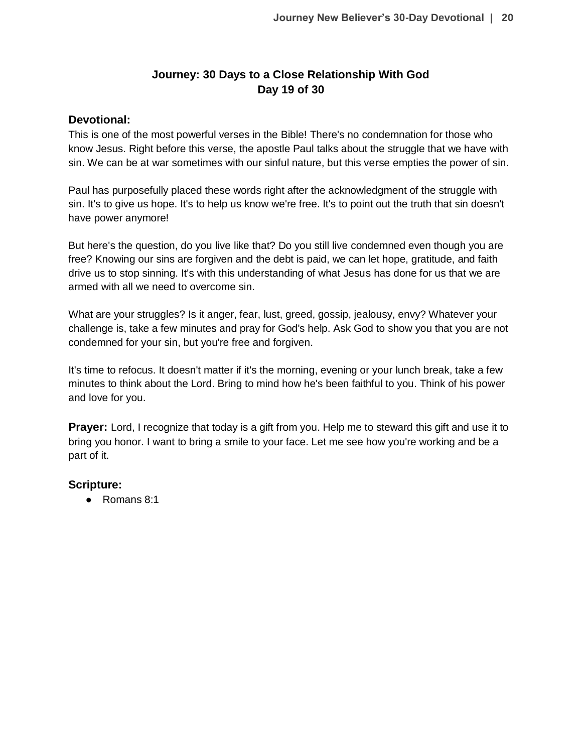## Journey: 30 Days to a Close Relationship With God
## Day 19 of 30

### Devotional:

This is one of the most powerful verses in the Bible! There's no condemnation for those who know Jesus. Right before this verse, the apostle Paul talks about the struggle that we have with sin. We can be at war sometimes with our sinful nature, but this verse empties the power of sin.

Paul has purposefully placed these words right after the acknowledgment of the struggle with sin. It's to give us hope. It's to help us know we're free. It's to point out the truth that sin doesn't have power anymore!

But here's the question, do you live like that? Do you still live condemned even though you are free? Knowing our sins are forgiven and the debt is paid, we can let hope, gratitude, and faith drive us to stop sinning. It's with this understanding of what Jesus has done for us that we are armed with all we need to overcome sin.

What are your struggles? Is it anger, fear, lust, greed, gossip, jealousy, envy? Whatever your challenge is, take a few minutes and pray for God's help. Ask God to show you that you are not condemned for your sin, but you're free and forgiven.

It's time to refocus. It doesn't matter if it's the morning, evening or your lunch break, take a few minutes to think about the Lord. Bring to mind how he's been faithful to you. Think of his power and love for you.

**Prayer:** Lord, I recognize that today is a gift from you. Help me to steward this gift and use it to bring you honor. I want to bring a smile to your face. Let me see how you're working and be a part of it.

### Scripture:

- Romans 8:1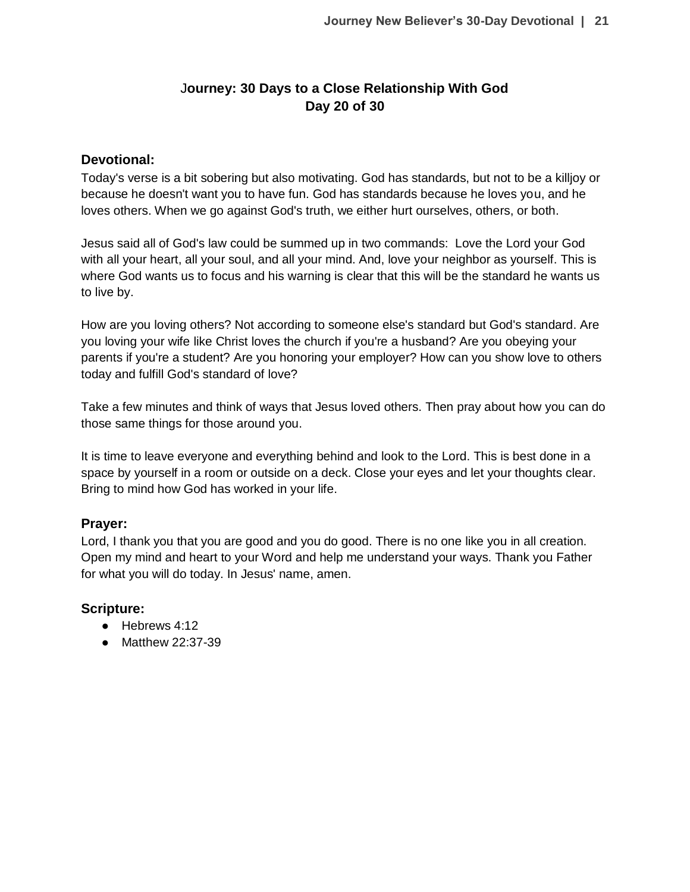# Journey: 30 Days to a Close Relationship With God
## Day 20 of 30

### Devotional:

Today's verse is a bit sobering but also motivating. God has standards, but not to be a killjoy or because he doesn't want you to have fun. God has standards because he loves you, and he loves others. When we go against God's truth, we either hurt ourselves, others, or both.

Jesus said all of God's law could be summed up in two commands: Love the Lord your God with all your heart, all your soul, and all your mind. And, love your neighbor as yourself. This is where God wants us to focus and his warning is clear that this will be the standard he wants us to live by.

How are you loving others? Not according to someone else's standard but God's standard. Are you loving your wife like Christ loves the church if you're a husband? Are you obeying your parents if you're a student? Are you honoring your employer? How can you show love to others today and fulfill God's standard of love?

Take a few minutes and think of ways that Jesus loved others. Then pray about how you can do those same things for those around you.

It is time to leave everyone and everything behind and look to the Lord. This is best done in a space by yourself in a room or outside on a deck. Close your eyes and let your thoughts clear. Bring to mind how God has worked in your life.

### Prayer:

Lord, I thank you that you are good and you do good. There is no one like you in all creation. Open my mind and heart to your Word and help me understand your ways. Thank you Father for what you will do today. In Jesus' name, amen.

### Scripture:

- Hebrews 4:12
- Matthew 22:37-39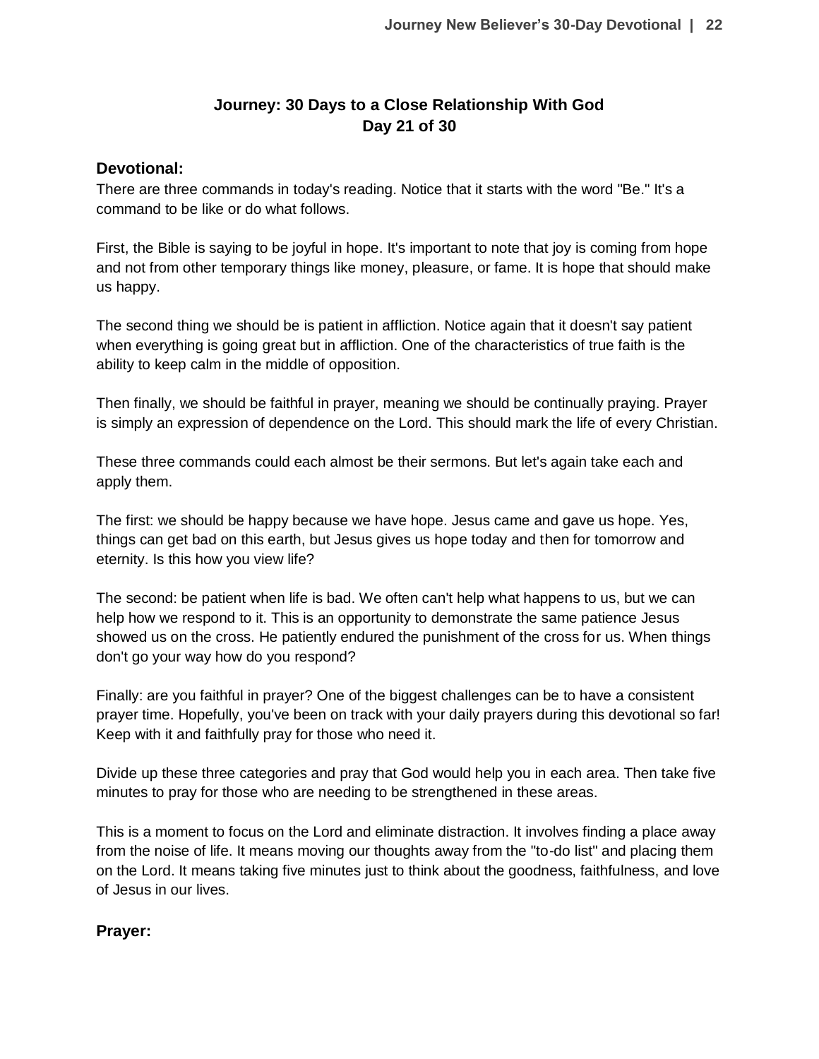## Journey: 30 Days to a Close Relationship With God
## Day 21 of 30

### Devotional:

There are three commands in today's reading. Notice that it starts with the word "Be." It's a command to be like or do what follows.

First, the Bible is saying to be joyful in hope. It's important to note that joy is coming from hope and not from other temporary things like money, pleasure, or fame. It is hope that should make us happy.

The second thing we should be is patient in affliction. Notice again that it doesn't say patient when everything is going great but in affliction. One of the characteristics of true faith is the ability to keep calm in the middle of opposition.

Then finally, we should be faithful in prayer, meaning we should be continually praying. Prayer is simply an expression of dependence on the Lord. This should mark the life of every Christian.

These three commands could each almost be their sermons. But let's again take each and apply them.

The first: we should be happy because we have hope. Jesus came and gave us hope. Yes, things can get bad on this earth, but Jesus gives us hope today and then for tomorrow and eternity. Is this how you view life?

The second: be patient when life is bad. We often can't help what happens to us, but we can help how we respond to it. This is an opportunity to demonstrate the same patience Jesus showed us on the cross. He patiently endured the punishment of the cross for us. When things don't go your way how do you respond?

Finally: are you faithful in prayer? One of the biggest challenges can be to have a consistent prayer time. Hopefully, you've been on track with your daily prayers during this devotional so far! Keep with it and faithfully pray for those who need it.

Divide up these three categories and pray that God would help you in each area. Then take five minutes to pray for those who are needing to be strengthened in these areas.

This is a moment to focus on the Lord and eliminate distraction. It involves finding a place away from the noise of life. It means moving our thoughts away from the "to-do list" and placing them on the Lord. It means taking five minutes just to think about the goodness, faithfulness, and love of Jesus in our lives.

### Prayer: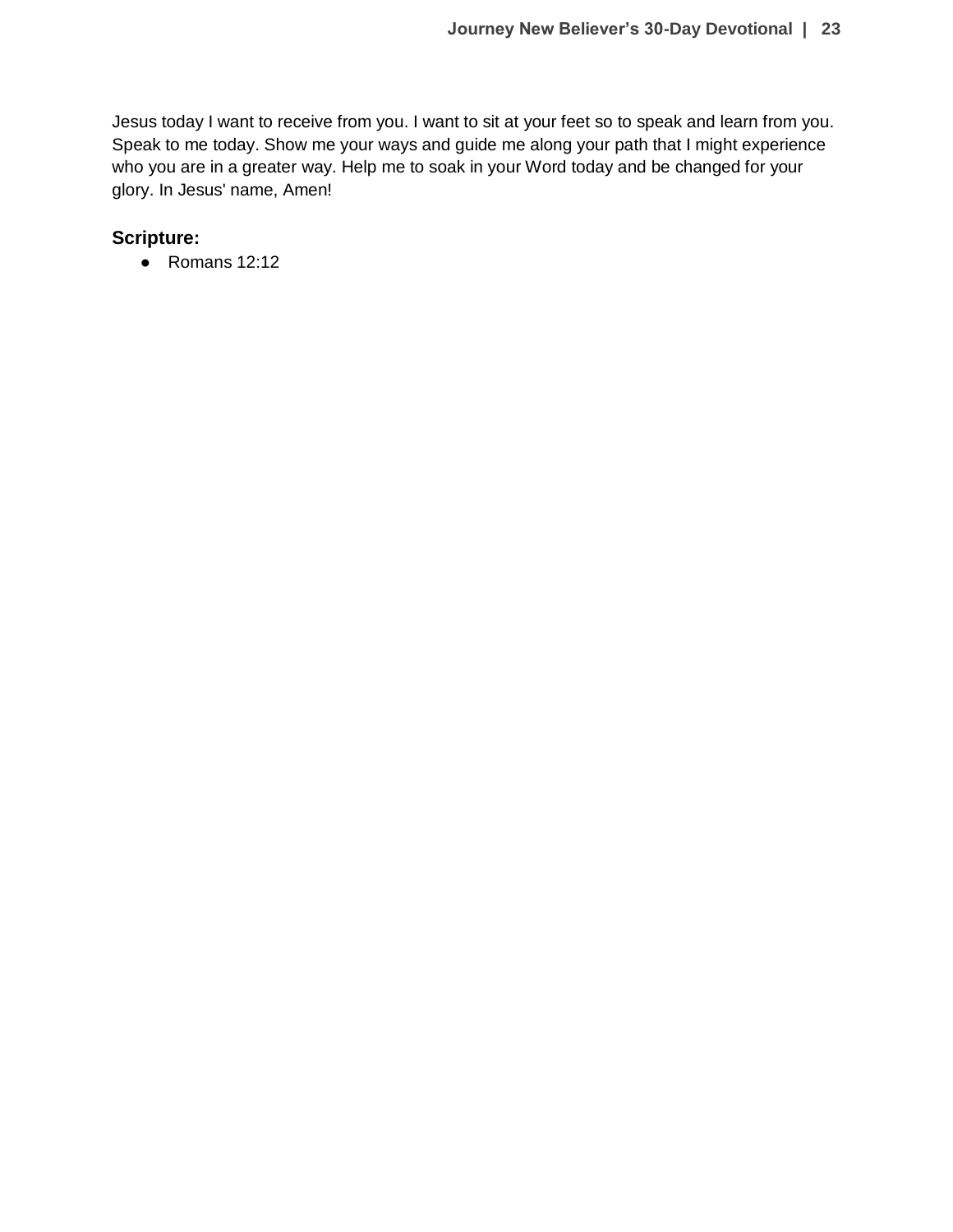Jesus today I want to receive from you. I want to sit at your feet so to speak and learn from you. Speak to me today. Show me your ways and guide me along your path that I might experience who you are in a greater way. Help me to soak in your Word today and be changed for your glory. In Jesus' name, Amen!

### Scripture:

- Romans 12:12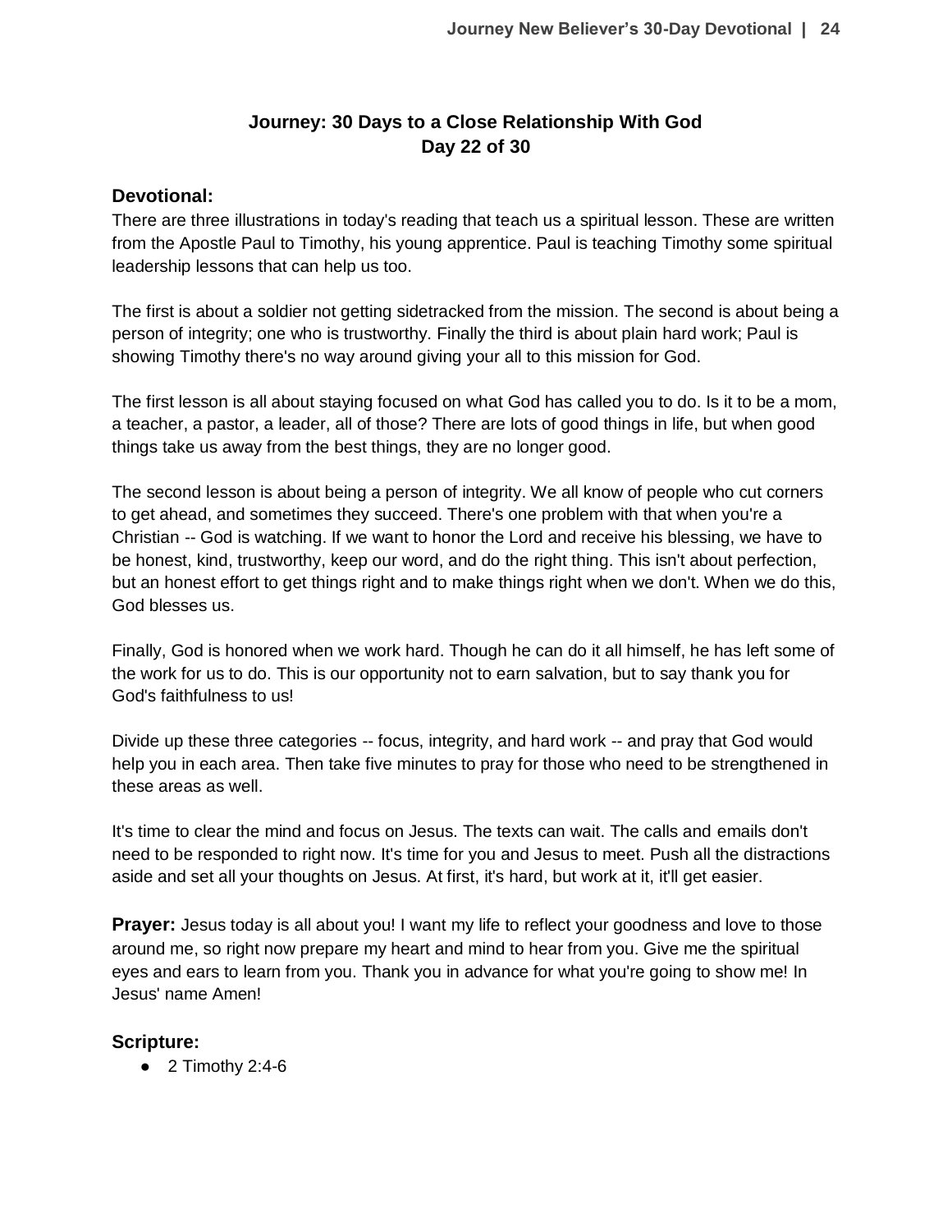**Journey: 30 Days to a Close Relationship With God**
**Day 22 of 30**

## Devotional:

There are three illustrations in today's reading that teach us a spiritual lesson. These are written from the Apostle Paul to Timothy, his young apprentice. Paul is teaching Timothy some spiritual leadership lessons that can help us too.

The first is about a soldier not getting sidetracked from the mission. The second is about being a person of integrity; one who is trustworthy. Finally the third is about plain hard work; Paul is showing Timothy there's no way around giving your all to this mission for God.

The first lesson is all about staying focused on what God has called you to do. Is it to be a mom, a teacher, a pastor, a leader, all of those? There are lots of good things in life, but when good things take us away from the best things, they are no longer good.

The second lesson is about being a person of integrity. We all know of people who cut corners to get ahead, and sometimes they succeed. There's one problem with that when you're a Christian -- God is watching. If we want to honor the Lord and receive his blessing, we have to be honest, kind, trustworthy, keep our word, and do the right thing. This isn't about perfection, but an honest effort to get things right and to make things right when we don't. When we do this, God blesses us.

Finally, God is honored when we work hard. Though he can do it all himself, he has left some of the work for us to do. This is our opportunity not to earn salvation, but to say thank you for God's faithfulness to us!

Divide up these three categories -- focus, integrity, and hard work -- and pray that God would help you in each area. Then take five minutes to pray for those who need to be strengthened in these areas as well.

It's time to clear the mind and focus on Jesus. The texts can wait. The calls and emails don't need to be responded to right now. It's time for you and Jesus to meet. Push all the distractions aside and set all your thoughts on Jesus. At first, it's hard, but work at it, it'll get easier.

**Prayer:** Jesus today is all about you! I want my life to reflect your goodness and love to those around me, so right now prepare my heart and mind to hear from you. Give me the spiritual eyes and ears to learn from you. Thank you in advance for what you're going to show me! In Jesus' name Amen!

## Scripture:

- 2 Timothy 2:4-6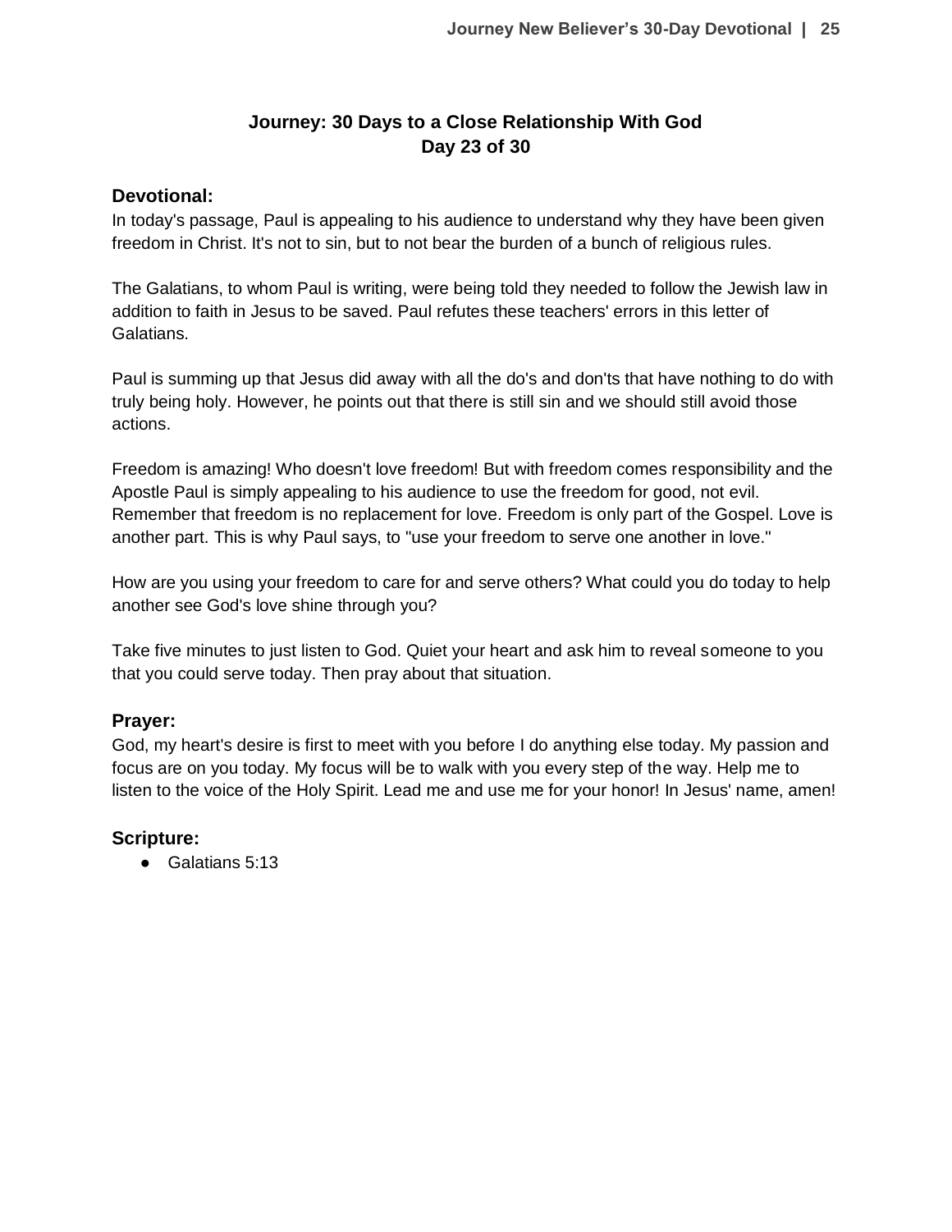# Journey: 30 Days to a Close Relationship With God
## Day 23 of 30

### Devotional:

In today's passage, Paul is appealing to his audience to understand why they have been given freedom in Christ. It's not to sin, but to not bear the burden of a bunch of religious rules.

The Galatians, to whom Paul is writing, were being told they needed to follow the Jewish law in addition to faith in Jesus to be saved. Paul refutes these teachers' errors in this letter of Galatians.

Paul is summing up that Jesus did away with all the do's and don'ts that have nothing to do with truly being holy. However, he points out that there is still sin and we should still avoid those actions.

Freedom is amazing! Who doesn't love freedom! But with freedom comes responsibility and the Apostle Paul is simply appealing to his audience to use the freedom for good, not evil. Remember that freedom is no replacement for love. Freedom is only part of the Gospel. Love is another part. This is why Paul says, to "use your freedom to serve one another in love."

How are you using your freedom to care for and serve others? What could you do today to help another see God's love shine through you?

Take five minutes to just listen to God. Quiet your heart and ask him to reveal someone to you that you could serve today. Then pray about that situation.

### Prayer:

God, my heart's desire is first to meet with you before I do anything else today. My passion and focus are on you today. My focus will be to walk with you every step of the way. Help me to listen to the voice of the Holy Spirit. Lead me and use me for your honor! In Jesus' name, amen!

### Scripture:

- Galatians 5:13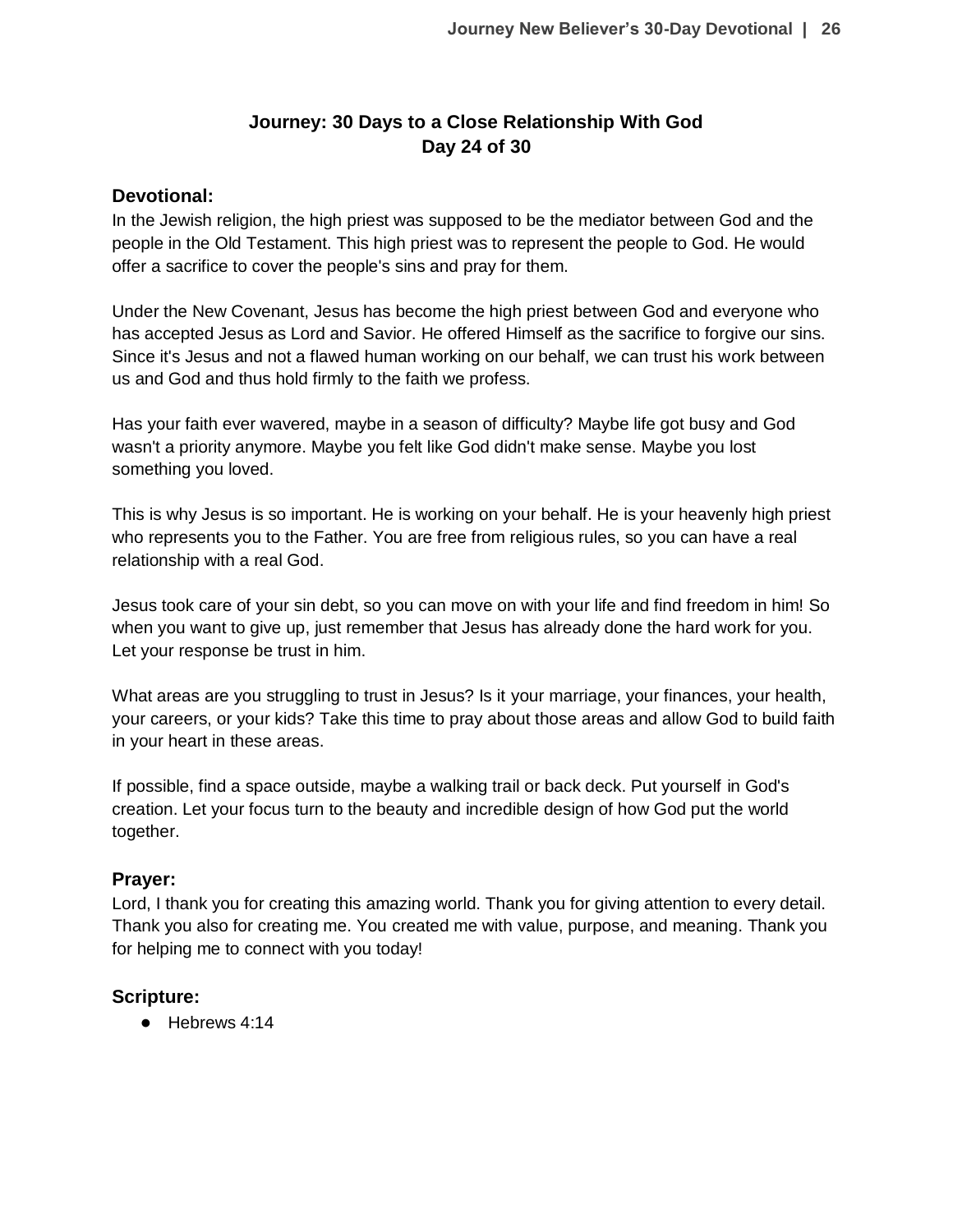## Journey: 30 Days to a Close Relationship With God
## Day 24 of 30

### Devotional:

In the Jewish religion, the high priest was supposed to be the mediator between God and the people in the Old Testament. This high priest was to represent the people to God. He would offer a sacrifice to cover the people's sins and pray for them.

Under the New Covenant, Jesus has become the high priest between God and everyone who has accepted Jesus as Lord and Savior. He offered Himself as the sacrifice to forgive our sins. Since it's Jesus and not a flawed human working on our behalf, we can trust his work between us and God and thus hold firmly to the faith we profess.

Has your faith ever wavered, maybe in a season of difficulty? Maybe life got busy and God wasn't a priority anymore. Maybe you felt like God didn't make sense. Maybe you lost something you loved.

This is why Jesus is so important. He is working on your behalf. He is your heavenly high priest who represents you to the Father. You are free from religious rules, so you can have a real relationship with a real God.

Jesus took care of your sin debt, so you can move on with your life and find freedom in him! So when you want to give up, just remember that Jesus has already done the hard work for you. Let your response be trust in him.

What areas are you struggling to trust in Jesus? Is it your marriage, your finances, your health, your careers, or your kids? Take this time to pray about those areas and allow God to build faith in your heart in these areas.

If possible, find a space outside, maybe a walking trail or back deck. Put yourself in God's creation. Let your focus turn to the beauty and incredible design of how God put the world together.

### Prayer:

Lord, I thank you for creating this amazing world. Thank you for giving attention to every detail. Thank you also for creating me. You created me with value, purpose, and meaning. Thank you for helping me to connect with you today!

### Scripture:

- Hebrews 4:14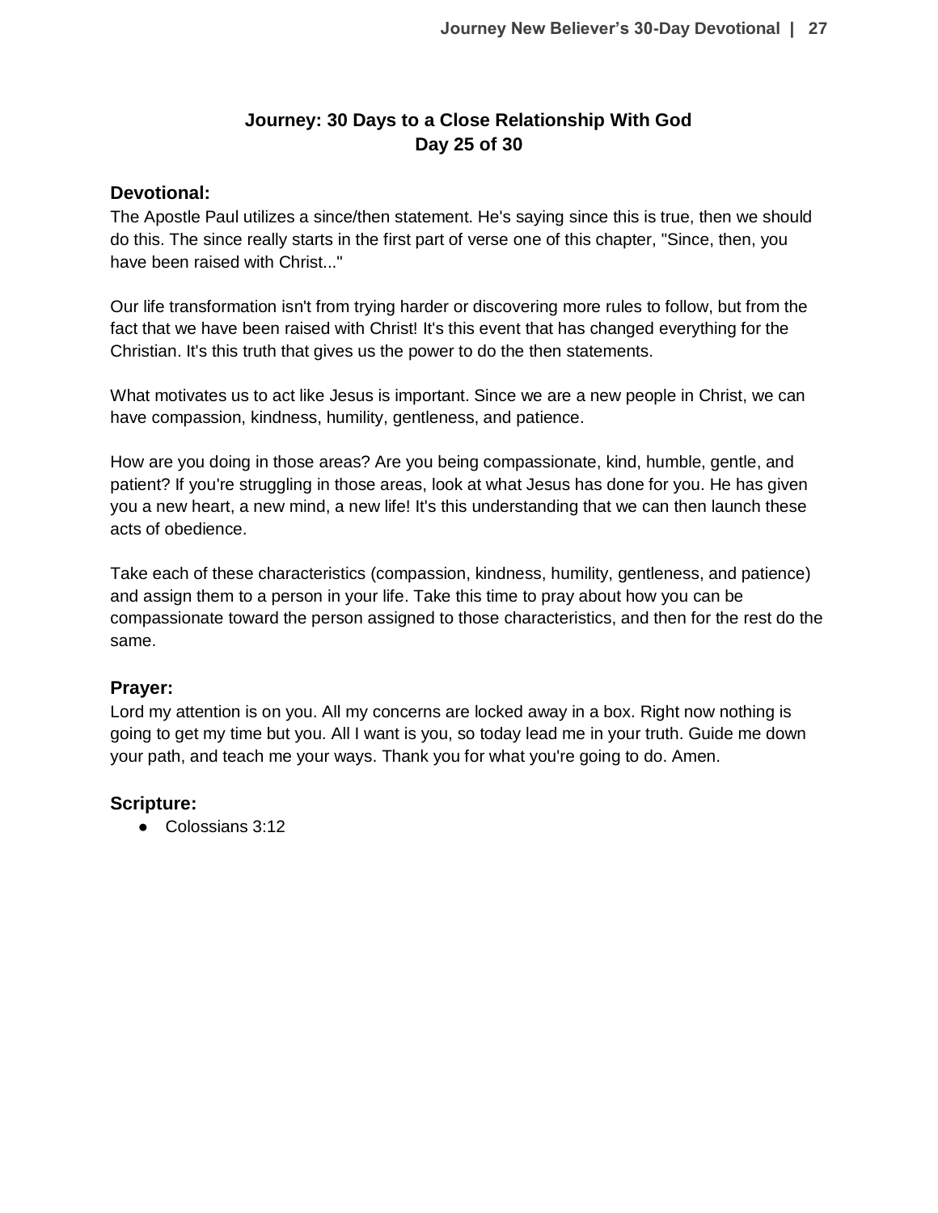## Journey: 30 Days to a Close Relationship With God
## Day 25 of 30

### Devotional:

The Apostle Paul utilizes a since/then statement. He's saying since this is true, then we should do this. The since really starts in the first part of verse one of this chapter, "Since, then, you have been raised with Christ..."

Our life transformation isn't from trying harder or discovering more rules to follow, but from the fact that we have been raised with Christ! It's this event that has changed everything for the Christian. It's this truth that gives us the power to do the then statements.

What motivates us to act like Jesus is important. Since we are a new people in Christ, we can have compassion, kindness, humility, gentleness, and patience.

How are you doing in those areas? Are you being compassionate, kind, humble, gentle, and patient? If you're struggling in those areas, look at what Jesus has done for you. He has given you a new heart, a new mind, a new life! It's this understanding that we can then launch these acts of obedience.

Take each of these characteristics (compassion, kindness, humility, gentleness, and patience) and assign them to a person in your life. Take this time to pray about how you can be compassionate toward the person assigned to those characteristics, and then for the rest do the same.

### Prayer:

Lord my attention is on you. All my concerns are locked away in a box. Right now nothing is going to get my time but you. All I want is you, so today lead me in your truth. Guide me down your path, and teach me your ways. Thank you for what you're going to do. Amen.

### Scripture:

- Colossians 3:12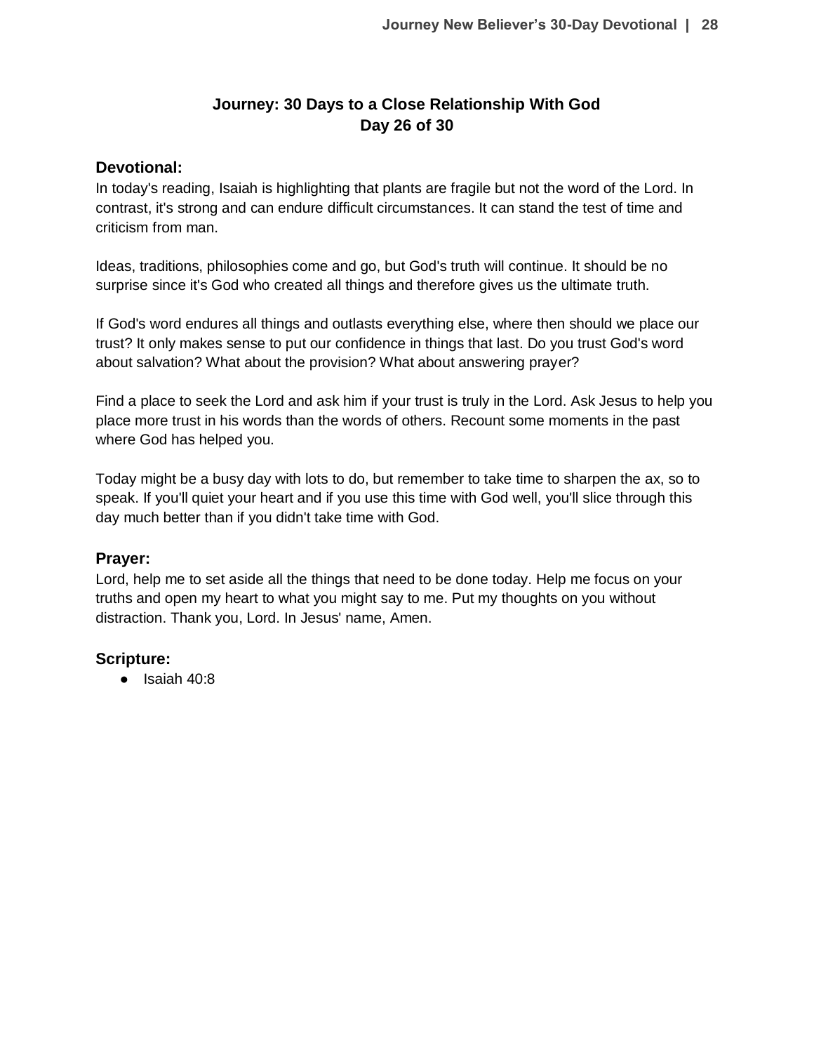**Journey: 30 Days to a Close Relationship With God**
**Day 26 of 30**

## Devotional:

In today's reading, Isaiah is highlighting that plants are fragile but not the word of the Lord. In contrast, it's strong and can endure difficult circumstances. It can stand the test of time and criticism from man.

Ideas, traditions, philosophies come and go, but God's truth will continue. It should be no surprise since it's God who created all things and therefore gives us the ultimate truth.

If God's word endures all things and outlasts everything else, where then should we place our trust? It only makes sense to put our confidence in things that last. Do you trust God's word about salvation? What about the provision? What about answering prayer?

Find a place to seek the Lord and ask him if your trust is truly in the Lord. Ask Jesus to help you place more trust in his words than the words of others. Recount some moments in the past where God has helped you.

Today might be a busy day with lots to do, but remember to take time to sharpen the ax, so to speak. If you'll quiet your heart and if you use this time with God well, you'll slice through this day much better than if you didn't take time with God.

## Prayer:

Lord, help me to set aside all the things that need to be done today. Help me focus on your truths and open my heart to what you might say to me. Put my thoughts on you without distraction. Thank you, Lord. In Jesus' name, Amen.

## Scripture:

- Isaiah 40:8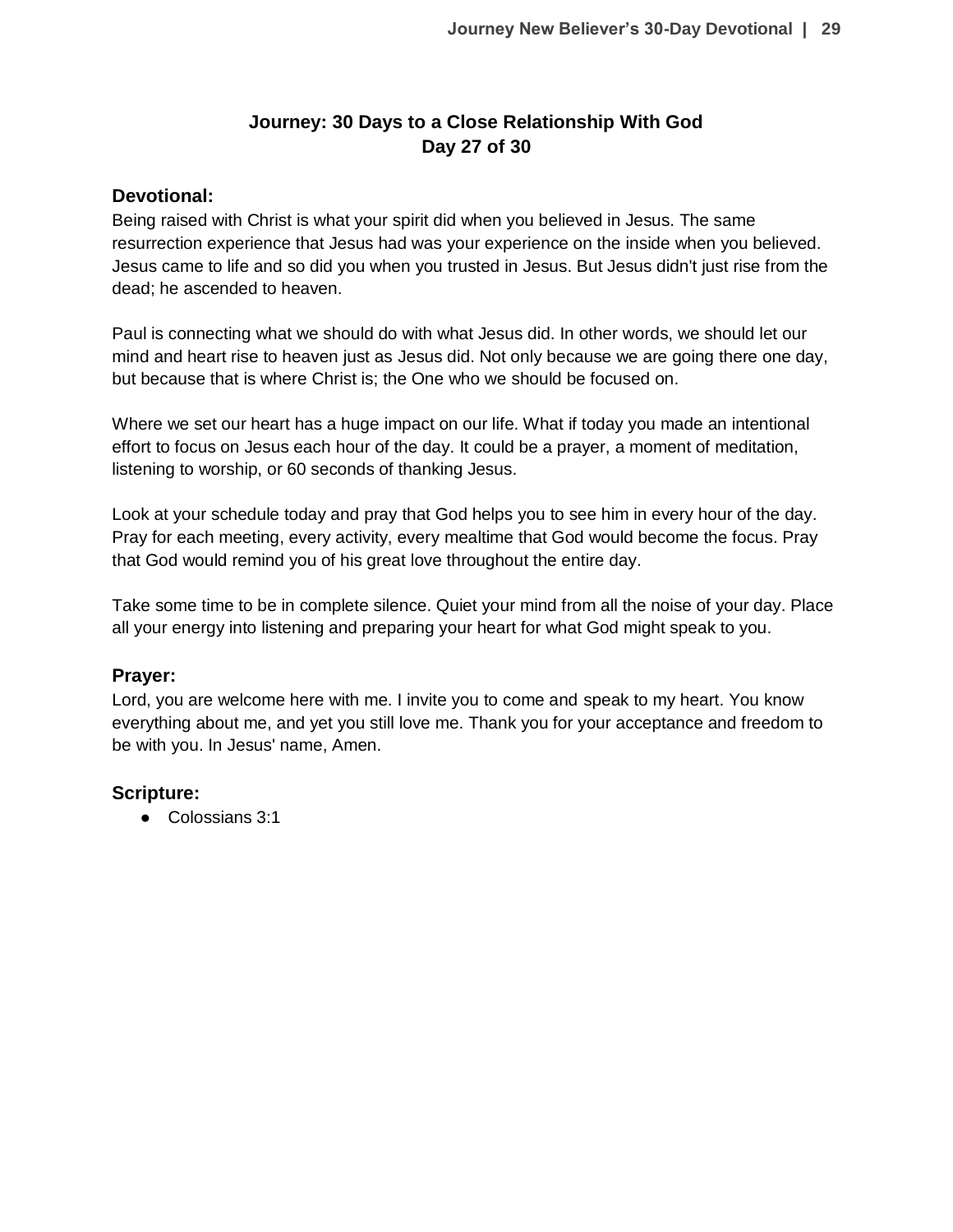## Journey: 30 Days to a Close Relationship With God
## Day 27 of 30

### Devotional:

Being raised with Christ is what your spirit did when you believed in Jesus. The same resurrection experience that Jesus had was your experience on the inside when you believed. Jesus came to life and so did you when you trusted in Jesus. But Jesus didn't just rise from the dead; he ascended to heaven.

Paul is connecting what we should do with what Jesus did. In other words, we should let our mind and heart rise to heaven just as Jesus did. Not only because we are going there one day, but because that is where Christ is; the One who we should be focused on.

Where we set our heart has a huge impact on our life. What if today you made an intentional effort to focus on Jesus each hour of the day. It could be a prayer, a moment of meditation, listening to worship, or 60 seconds of thanking Jesus.

Look at your schedule today and pray that God helps you to see him in every hour of the day. Pray for each meeting, every activity, every mealtime that God would become the focus. Pray that God would remind you of his great love throughout the entire day.

Take some time to be in complete silence. Quiet your mind from all the noise of your day. Place all your energy into listening and preparing your heart for what God might speak to you.

### Prayer:

Lord, you are welcome here with me. I invite you to come and speak to my heart. You know everything about me, and yet you still love me. Thank you for your acceptance and freedom to be with you. In Jesus' name, Amen.

### Scripture:

- Colossians 3:1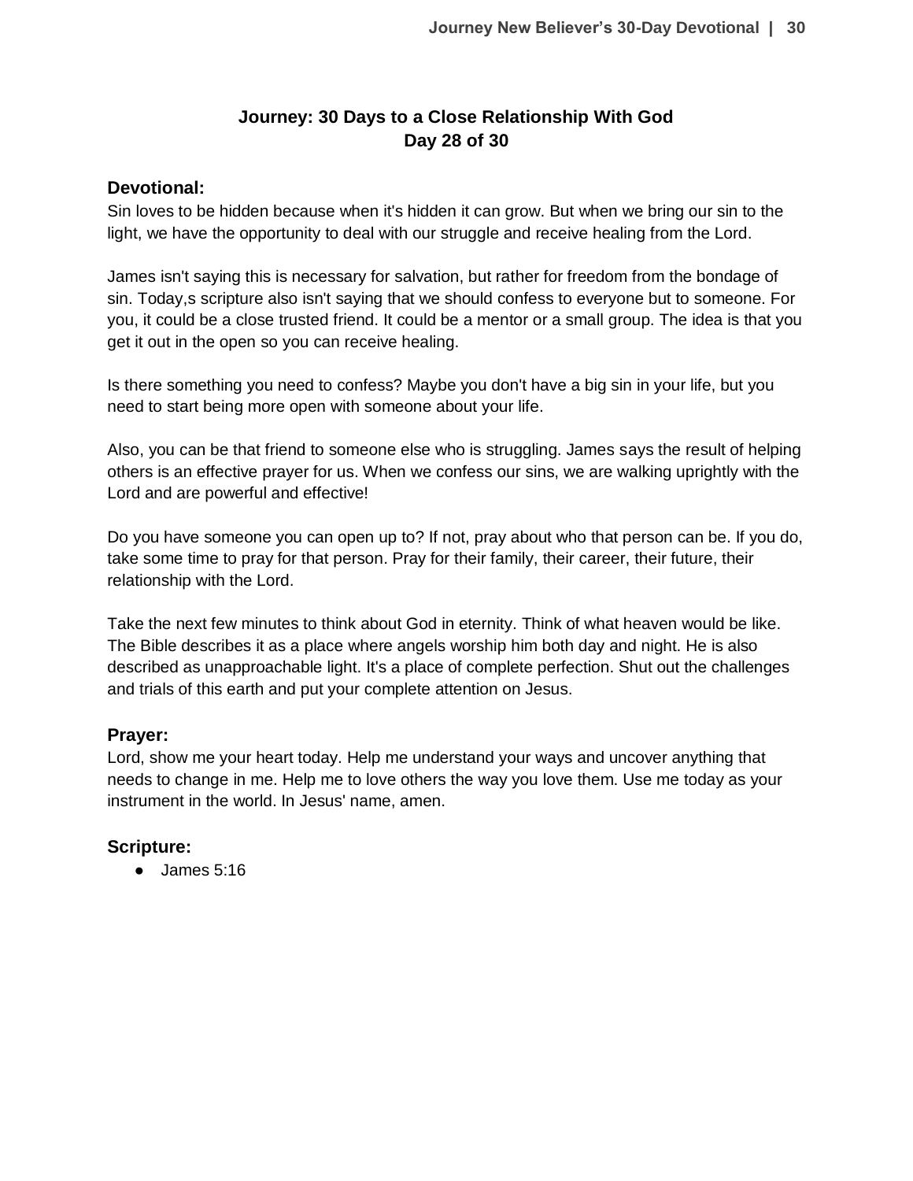# Journey: 30 Days to a Close Relationship With God
## Day 28 of 30

### Devotional:

Sin loves to be hidden because when it's hidden it can grow. But when we bring our sin to the light, we have the opportunity to deal with our struggle and receive healing from the Lord.

James isn't saying this is necessary for salvation, but rather for freedom from the bondage of sin. Today,s scripture also isn't saying that we should confess to everyone but to someone. For you, it could be a close trusted friend. It could be a mentor or a small group. The idea is that you get it out in the open so you can receive healing.

Is there something you need to confess? Maybe you don't have a big sin in your life, but you need to start being more open with someone about your life.

Also, you can be that friend to someone else who is struggling. James says the result of helping others is an effective prayer for us. When we confess our sins, we are walking uprightly with the Lord and are powerful and effective!

Do you have someone you can open up to? If not, pray about who that person can be. If you do, take some time to pray for that person. Pray for their family, their career, their future, their relationship with the Lord.

Take the next few minutes to think about God in eternity. Think of what heaven would be like. The Bible describes it as a place where angels worship him both day and night. He is also described as unapproachable light. It's a place of complete perfection. Shut out the challenges and trials of this earth and put your complete attention on Jesus.

### Prayer:

Lord, show me your heart today. Help me understand your ways and uncover anything that needs to change in me. Help me to love others the way you love them. Use me today as your instrument in the world. In Jesus' name, amen.

### Scripture:

- James 5:16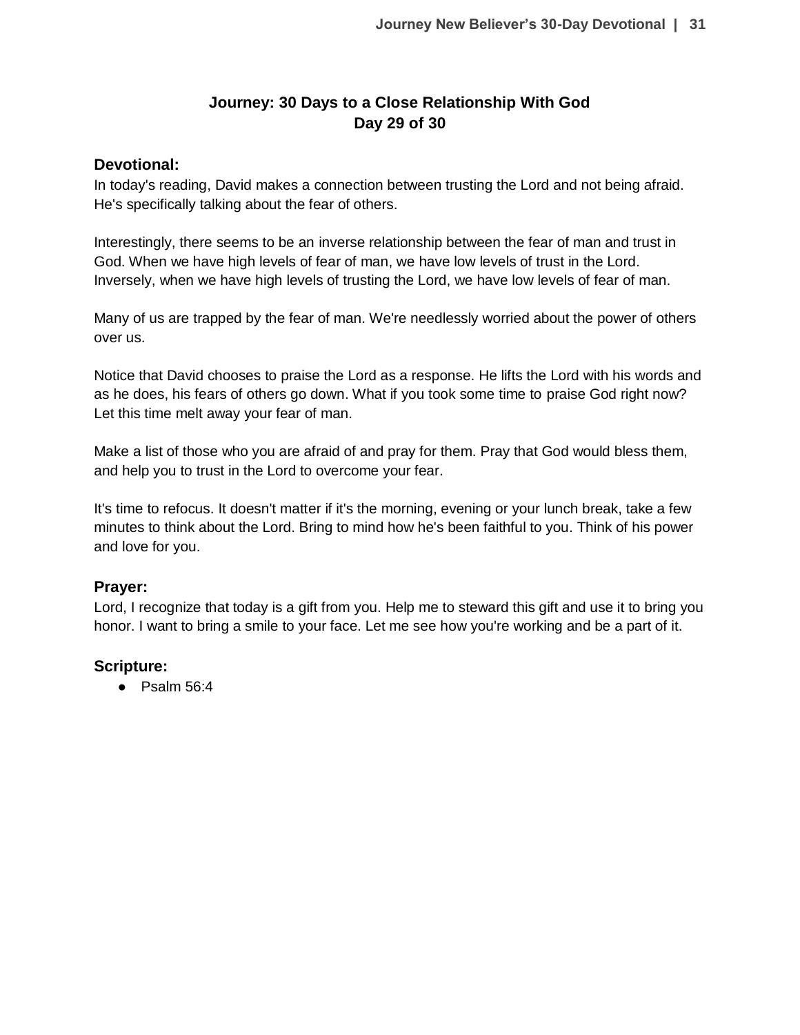# Journey: 30 Days to a Close Relationship With God
## Day 29 of 30

### Devotional:

In today's reading, David makes a connection between trusting the Lord and not being afraid. He's specifically talking about the fear of others.

Interestingly, there seems to be an inverse relationship between the fear of man and trust in God. When we have high levels of fear of man, we have low levels of trust in the Lord. Inversely, when we have high levels of trusting the Lord, we have low levels of fear of man.

Many of us are trapped by the fear of man. We're needlessly worried about the power of others over us.

Notice that David chooses to praise the Lord as a response. He lifts the Lord with his words and as he does, his fears of others go down. What if you took some time to praise God right now? Let this time melt away your fear of man.

Make a list of those who you are afraid of and pray for them. Pray that God would bless them, and help you to trust in the Lord to overcome your fear.

It's time to refocus. It doesn't matter if it's the morning, evening or your lunch break, take a few minutes to think about the Lord. Bring to mind how he's been faithful to you. Think of his power and love for you.

### Prayer:

Lord, I recognize that today is a gift from you. Help me to steward this gift and use it to bring you honor. I want to bring a smile to your face. Let me see how you're working and be a part of it.

### Scripture:

- Psalm 56:4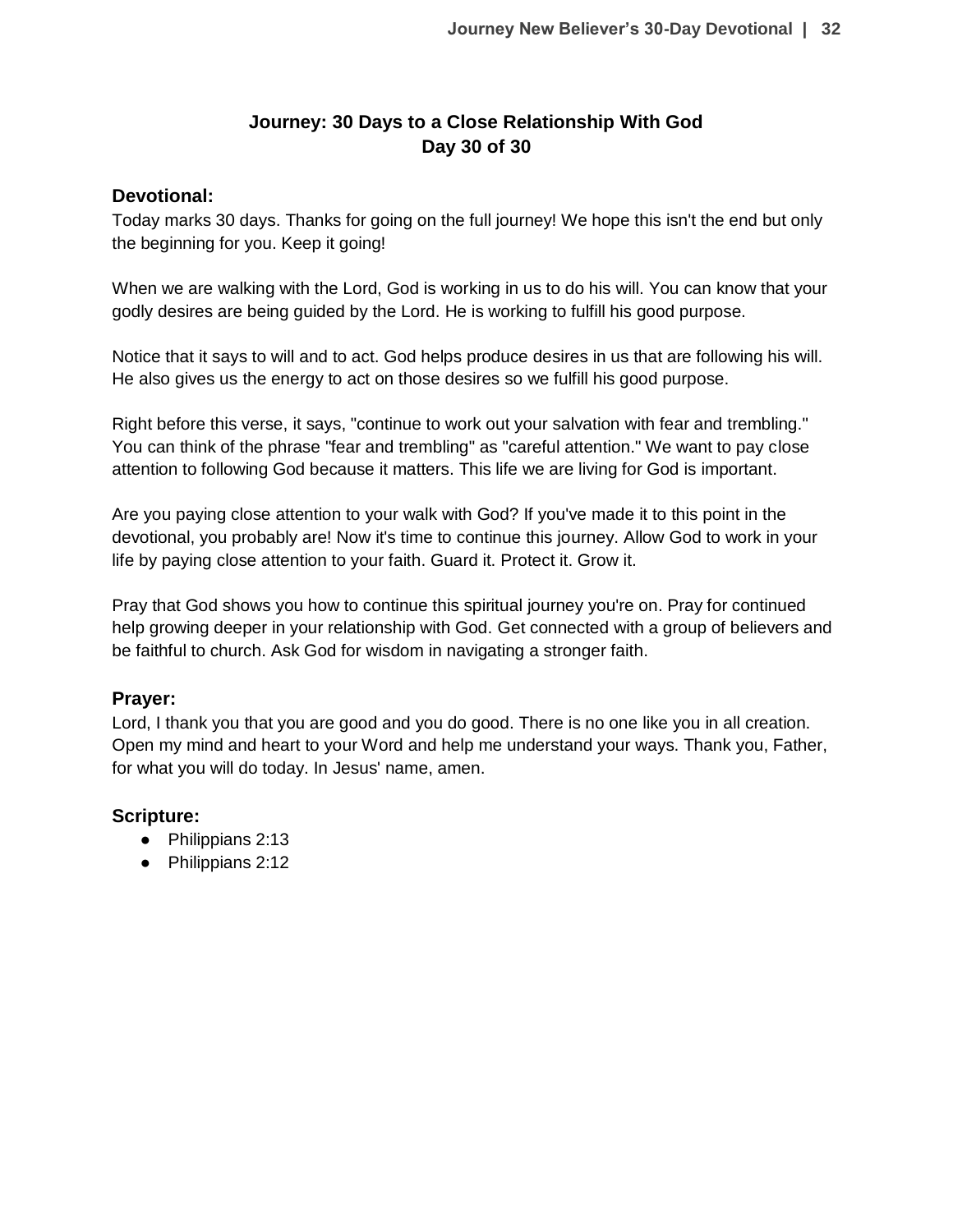## Journey: 30 Days to a Close Relationship With God
## Day 30 of 30

### Devotional:

Today marks 30 days. Thanks for going on the full journey! We hope this isn't the end but only the beginning for you. Keep it going!

When we are walking with the Lord, God is working in us to do his will. You can know that your godly desires are being guided by the Lord. He is working to fulfill his good purpose.

Notice that it says to will and to act. God helps produce desires in us that are following his will. He also gives us the energy to act on those desires so we fulfill his good purpose.

Right before this verse, it says, "continue to work out your salvation with fear and trembling." You can think of the phrase "fear and trembling" as "careful attention." We want to pay close attention to following God because it matters. This life we are living for God is important.

Are you paying close attention to your walk with God? If you've made it to this point in the devotional, you probably are! Now it's time to continue this journey. Allow God to work in your life by paying close attention to your faith. Guard it. Protect it. Grow it.

Pray that God shows you how to continue this spiritual journey you're on. Pray for continued help growing deeper in your relationship with God. Get connected with a group of believers and be faithful to church. Ask God for wisdom in navigating a stronger faith.

### Prayer:

Lord, I thank you that you are good and you do good. There is no one like you in all creation. Open my mind and heart to your Word and help me understand your ways. Thank you, Father, for what you will do today. In Jesus' name, amen.

### Scripture:

- Philippians 2:13
- Philippians 2:12